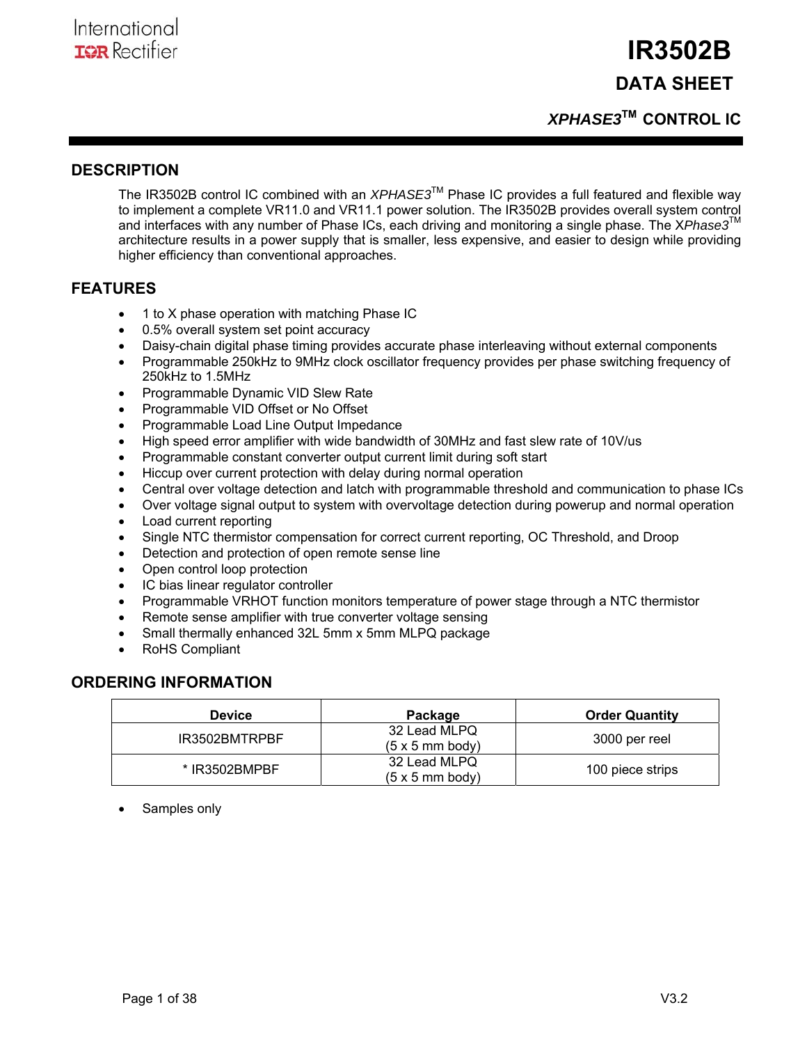International
IOR Rectifier

# IR3502B

## DATA SHEET

### *XPHASE3*™ CONTROL IC

## DESCRIPTION

The IR3502B control IC combined with an *XPHASE3*™ Phase IC provides a full featured and flexible way to implement a complete VR11.0 and VR11.1 power solution. The IR3502B provides overall system control and interfaces with any number of Phase ICs, each driving and monitoring a single phase. The X*Phase3*™ architecture results in a power supply that is smaller, less expensive, and easier to design while providing higher efficiency than conventional approaches.

## FEATURES

- 1 to X phase operation with matching Phase IC
- 0.5% overall system set point accuracy
- Daisy-chain digital phase timing provides accurate phase interleaving without external components
- Programmable 250kHz to 9MHz clock oscillator frequency provides per phase switching frequency of 250kHz to 1.5MHz
- Programmable Dynamic VID Slew Rate
- Programmable VID Offset or No Offset
- Programmable Load Line Output Impedance
- High speed error amplifier with wide bandwidth of 30MHz and fast slew rate of 10V/us
- Programmable constant converter output current limit during soft start
- Hiccup over current protection with delay during normal operation
- Central over voltage detection and latch with programmable threshold and communication to phase ICs
- Over voltage signal output to system with overvoltage detection during powerup and normal operation
- Load current reporting
- Single NTC thermistor compensation for correct current reporting, OC Threshold, and Droop
- Detection and protection of open remote sense line
- Open control loop protection
- IC bias linear regulator controller
- Programmable VRHOT function monitors temperature of power stage through a NTC thermistor
- Remote sense amplifier with true converter voltage sensing
- Small thermally enhanced 32L 5mm x 5mm MLPQ package
- RoHS Compliant

## ORDERING INFORMATION

| Device | Package | Order Quantity |
|---|---|---|
| IR3502BMTRPBF | 32 Lead MLPQ (5 x 5 mm body) | 3000 per reel |
| * IR3502BMPBF | 32 Lead MLPQ (5 x 5 mm body) | 100 piece strips |

- Samples only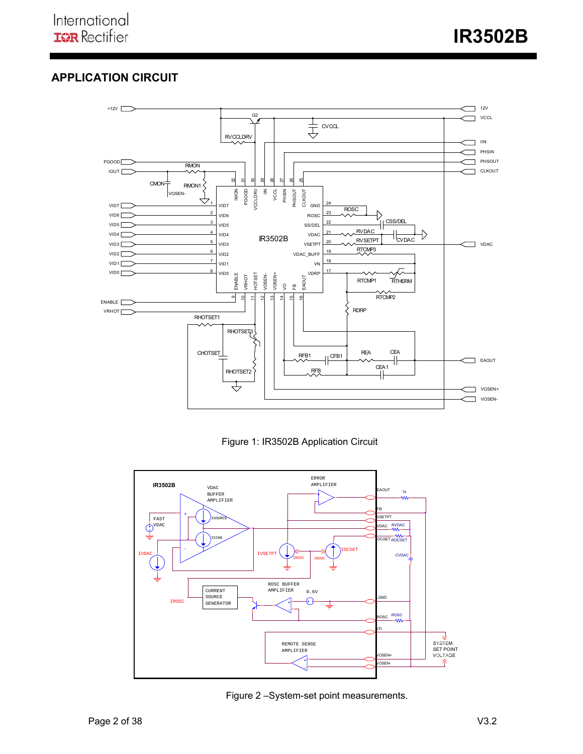## APPLICATION CIRCUIT

Figure 1: IR3502B Application Circuit

Figure 2 –System-set point measurements.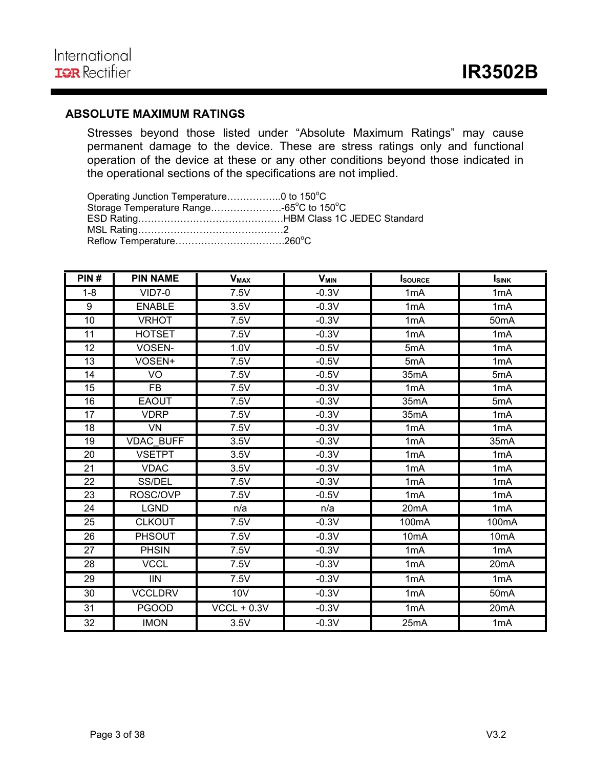## ABSOLUTE MAXIMUM RATINGS

Stresses beyond those listed under "Absolute Maximum Ratings" may cause permanent damage to the device. These are stress ratings only and functional operation of the device at these or any other conditions beyond those indicated in the operational sections of the specifications are not implied.

Operating Junction Temperature……………..0 to 150°C
Storage Temperature Range………………….-65°C to 150°C
ESD Rating………………………………………HBM Class 1C JEDEC Standard
MSL Rating………………………………………2
Reflow Temperature…………………………….260°C

| PIN # | PIN NAME | $V_{MAX}$ | $V_{MIN}$ | $I_{SOURCE}$ | $I_{SINK}$ |
|---|---|---|---|---|---|
| 1-8 | VID7-0 | 7.5V | -0.3V | 1mA | 1mA |
| 9 | ENABLE | 3.5V | -0.3V | 1mA | 1mA |
| 10 | VRHOT | 7.5V | -0.3V | 1mA | 50mA |
| 11 | HOTSET | 7.5V | -0.3V | 1mA | 1mA |
| 12 | VOSEN- | 1.0V | -0.5V | 5mA | 1mA |
| 13 | VOSEN+ | 7.5V | -0.5V | 5mA | 1mA |
| 14 | VO | 7.5V | -0.5V | 35mA | 5mA |
| 15 | FB | 7.5V | -0.3V | 1mA | 1mA |
| 16 | EAOUT | 7.5V | -0.3V | 35mA | 5mA |
| 17 | VDRP | 7.5V | -0.3V | 35mA | 1mA |
| 18 | VN | 7.5V | -0.3V | 1mA | 1mA |
| 19 | VDAC_BUFF | 3.5V | -0.3V | 1mA | 35mA |
| 20 | VSETPT | 3.5V | -0.3V | 1mA | 1mA |
| 21 | VDAC | 3.5V | -0.3V | 1mA | 1mA |
| 22 | SS/DEL | 7.5V | -0.3V | 1mA | 1mA |
| 23 | ROSC/OVP | 7.5V | -0.5V | 1mA | 1mA |
| 24 | LGND | n/a | n/a | 20mA | 1mA |
| 25 | CLKOUT | 7.5V | -0.3V | 100mA | 100mA |
| 26 | PHSOUT | 7.5V | -0.3V | 10mA | 10mA |
| 27 | PHSIN | 7.5V | -0.3V | 1mA | 1mA |
| 28 | VCCL | 7.5V | -0.3V | 1mA | 20mA |
| 29 | IIN | 7.5V | -0.3V | 1mA | 1mA |
| 30 | VCCLDRV | 10V | -0.3V | 1mA | 50mA |
| 31 | PGOOD | VCCL + 0.3V | -0.3V | 1mA | 20mA |
| 32 | IMON | 3.5V | -0.3V | 25mA | 1mA |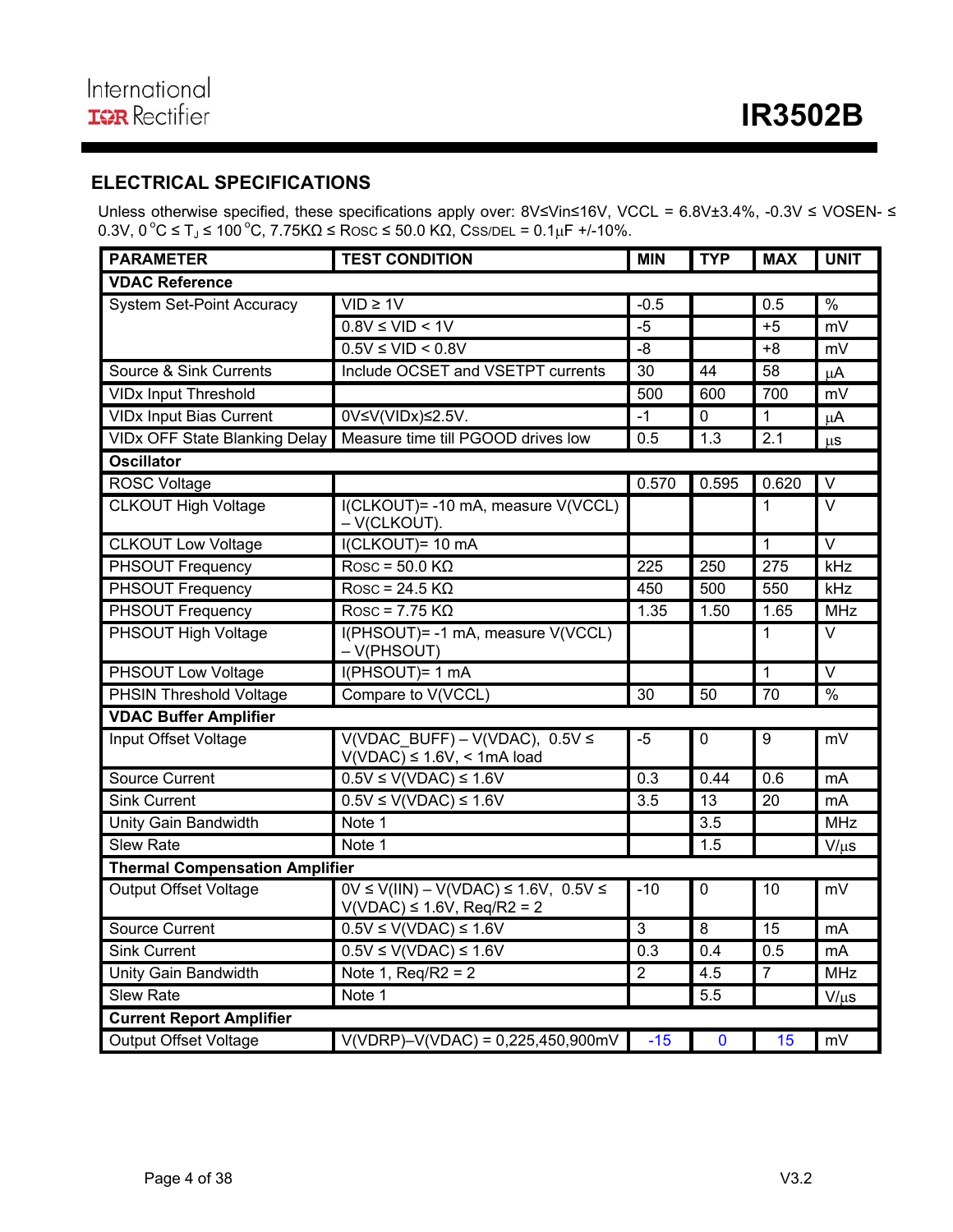## ELECTRICAL SPECIFICATIONS

Unless otherwise specified, these specifications apply over: 8V≤Vin≤16V, VCCL = 6.8V±3.4%, -0.3V ≤ VOSEN- ≤ 0.3V, 0 °C ≤ $T_J$ ≤ 100 °C, 7.75KΩ ≤ ROSC ≤ 50.0 KΩ, CSS/DEL = 0.1µF +/-10%.

| PARAMETER | TEST CONDITION | MIN | TYP | MAX | UNIT |
|---|---|---|---|---|---|
| **VDAC Reference** | | | | | |
| System Set-Point Accuracy | VID ≥ 1V | -0.5 | | 0.5 | % |
| | 0.8V ≤ VID < 1V | -5 | | +5 | mV |
| | 0.5V ≤ VID < 0.8V | -8 | | +8 | mV |
| Source & Sink Currents | Include OCSET and VSETPT currents | 30 | 44 | 58 | µA |
| VIDx Input Threshold | | 500 | 600 | 700 | mV |
| VIDx Input Bias Current | 0V≤V(VIDx)≤2.5V. | -1 | 0 | 1 | µA |
| VIDx OFF State Blanking Delay | Measure time till PGOOD drives low | 0.5 | 1.3 | 2.1 | µs |
| **Oscillator** | | | | | |
| ROSC Voltage | | 0.570 | 0.595 | 0.620 | V |
| CLKOUT High Voltage | I(CLKOUT)= -10 mA, measure V(VCCL) – V(CLKOUT). | | | 1 | V |
| CLKOUT Low Voltage | I(CLKOUT)= 10 mA | | | 1 | V |
| PHSOUT Frequency | ROSC = 50.0 KΩ | 225 | 250 | 275 | kHz |
| PHSOUT Frequency | ROSC = 24.5 KΩ | 450 | 500 | 550 | kHz |
| PHSOUT Frequency | ROSC = 7.75 KΩ | 1.35 | 1.50 | 1.65 | MHz |
| PHSOUT High Voltage | I(PHSOUT)= -1 mA, measure V(VCCL) – V(PHSOUT) | | | 1 | V |
| PHSOUT Low Voltage | I(PHSOUT)= 1 mA | | | 1 | V |
| PHSIN Threshold Voltage | Compare to V(VCCL) | 30 | 50 | 70 | % |
| **VDAC Buffer Amplifier** | | | | | |
| Input Offset Voltage | V(VDAC_BUFF) – V(VDAC), 0.5V ≤ V(VDAC) ≤ 1.6V, < 1mA load | -5 | 0 | 9 | mV |
| Source Current | 0.5V ≤ V(VDAC) ≤ 1.6V | 0.3 | 0.44 | 0.6 | mA |
| Sink Current | 0.5V ≤ V(VDAC) ≤ 1.6V | 3.5 | 13 | 20 | mA |
| Unity Gain Bandwidth | Note 1 | | 3.5 | | MHz |
| Slew Rate | Note 1 | | 1.5 | | V/µs |
| **Thermal Compensation Amplifier** | | | | | |
| Output Offset Voltage | 0V ≤ V(IIN) – V(VDAC) ≤ 1.6V, 0.5V ≤ V(VDAC) ≤ 1.6V, Req/R2 = 2 | -10 | 0 | 10 | mV |
| Source Current | 0.5V ≤ V(VDAC) ≤ 1.6V | 3 | 8 | 15 | mA |
| Sink Current | 0.5V ≤ V(VDAC) ≤ 1.6V | 0.3 | 0.4 | 0.5 | mA |
| Unity Gain Bandwidth | Note 1, Req/R2 = 2 | 2 | 4.5 | 7 | MHz |
| Slew Rate | Note 1 | | 5.5 | | V/µs |
| **Current Report Amplifier** | | | | | |
| Output Offset Voltage | V(VDRP)–V(VDAC) = 0,225,450,900mV | -15 | 0 | 15 | mV |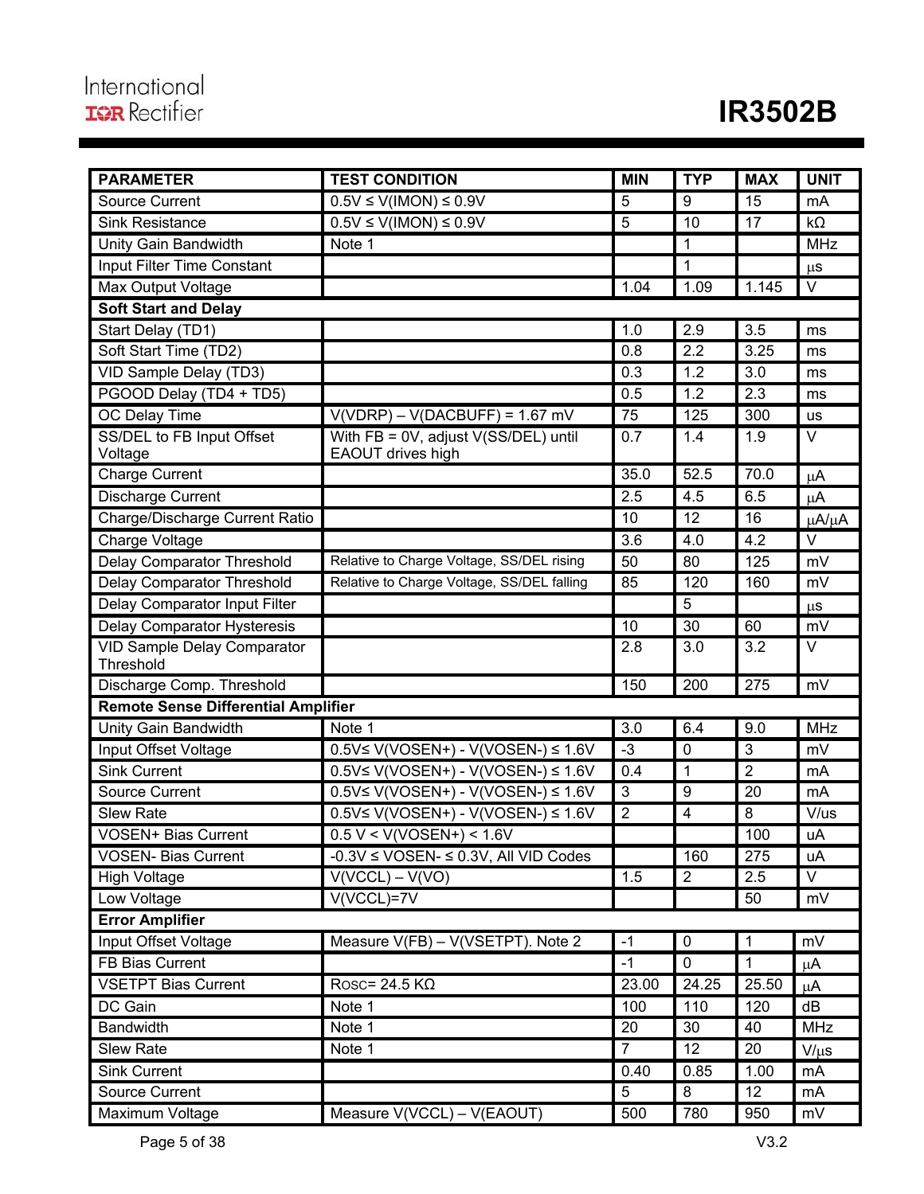| PARAMETER | TEST CONDITION | MIN | TYP | MAX | UNIT |
|---|---|---|---|---|---|
| Source Current | 0.5V ≤ V(IMON) ≤ 0.9V | 5 | 9 | 15 | mA |
| Sink Resistance | 0.5V ≤ V(IMON) ≤ 0.9V | 5 | 10 | 17 | kΩ |
| Unity Gain Bandwidth | Note 1 | | 1 | | MHz |
| Input Filter Time Constant | | | 1 | | μs |
| Max Output Voltage | | 1.04 | 1.09 | 1.145 | V |
| **Soft Start and Delay** | | | | | |
| Start Delay (TD1) | | 1.0 | 2.9 | 3.5 | ms |
| Soft Start Time (TD2) | | 0.8 | 2.2 | 3.25 | ms |
| VID Sample Delay (TD3) | | 0.3 | 1.2 | 3.0 | ms |
| PGOOD Delay (TD4 + TD5) | | 0.5 | 1.2 | 2.3 | ms |
| OC Delay Time | V(VDRP) – V(DACBUFF) = 1.67 mV | 75 | 125 | 300 | us |
| SS/DEL to FB Input Offset Voltage | With FB = 0V, adjust V(SS/DEL) until EAOUT drives high | 0.7 | 1.4 | 1.9 | V |
| Charge Current | | 35.0 | 52.5 | 70.0 | μA |
| Discharge Current | | 2.5 | 4.5 | 6.5 | μA |
| Charge/Discharge Current Ratio | | 10 | 12 | 16 | μA/μA |
| Charge Voltage | | 3.6 | 4.0 | 4.2 | V |
| Delay Comparator Threshold | Relative to Charge Voltage, SS/DEL rising | 50 | 80 | 125 | mV |
| Delay Comparator Threshold | Relative to Charge Voltage, SS/DEL falling | 85 | 120 | 160 | mV |
| Delay Comparator Input Filter | | | 5 | | μs |
| Delay Comparator Hysteresis | | 10 | 30 | 60 | mV |
| VID Sample Delay Comparator Threshold | | 2.8 | 3.0 | 3.2 | V |
| Discharge Comp. Threshold | | 150 | 200 | 275 | mV |
| **Remote Sense Differential Amplifier** | | | | | |
| Unity Gain Bandwidth | Note 1 | 3.0 | 6.4 | 9.0 | MHz |
| Input Offset Voltage | 0.5V≤ V(VOSEN+) - V(VOSEN-) ≤ 1.6V | -3 | 0 | 3 | mV |
| Sink Current | 0.5V≤ V(VOSEN+) - V(VOSEN-) ≤ 1.6V | 0.4 | 1 | 2 | mA |
| Source Current | 0.5V≤ V(VOSEN+) - V(VOSEN-) ≤ 1.6V | 3 | 9 | 20 | mA |
| Slew Rate | 0.5V≤ V(VOSEN+) - V(VOSEN-) ≤ 1.6V | 2 | 4 | 8 | V/us |
| VOSEN+ Bias Current | 0.5 V < V(VOSEN+) < 1.6V | | | 100 | uA |
| VOSEN- Bias Current | -0.3V ≤ VOSEN- ≤ 0.3V, All VID Codes | | 160 | 275 | uA |
| High Voltage | V(VCCL) – V(VO) | 1.5 | 2 | 2.5 | V |
| Low Voltage | V(VCCL)=7V | | | 50 | mV |
| **Error Amplifier** | | | | | |
| Input Offset Voltage | Measure V(FB) – V(VSETPT). Note 2 | -1 | 0 | 1 | mV |
| FB Bias Current | | -1 | 0 | 1 | μA |
| VSETPT Bias Current | ROSC= 24.5 KΩ | 23.00 | 24.25 | 25.50 | μA |
| DC Gain | Note 1 | 100 | 110 | 120 | dB |
| Bandwidth | Note 1 | 20 | 30 | 40 | MHz |
| Slew Rate | Note 1 | 7 | 12 | 20 | V/μs |
| Sink Current | | 0.40 | 0.85 | 1.00 | mA |
| Source Current | | 5 | 8 | 12 | mA |
| Maximum Voltage | Measure V(VCCL) – V(EAOUT) | 500 | 780 | 950 | mV |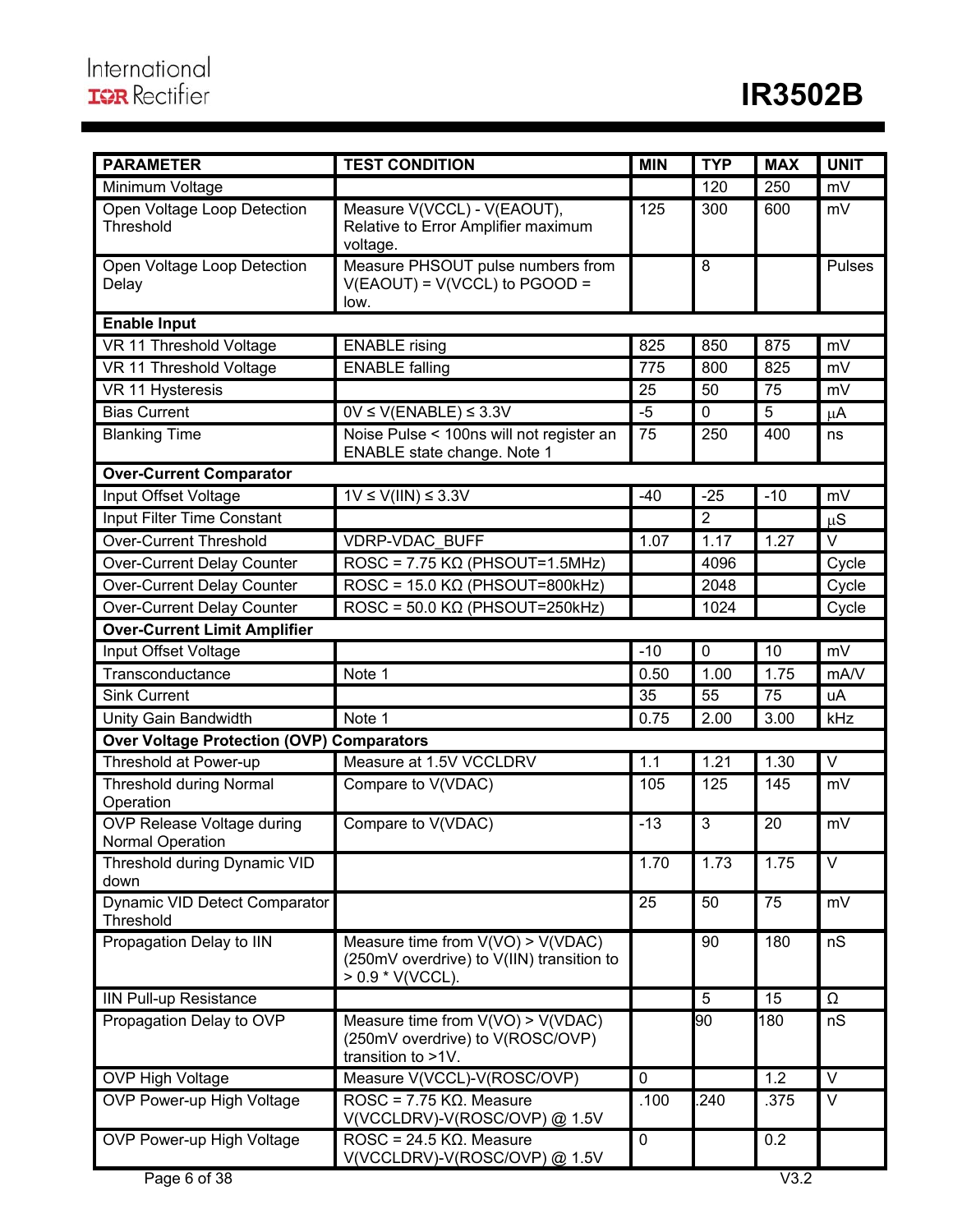| PARAMETER | TEST CONDITION | MIN | TYP | MAX | UNIT |
|---|---|---|---|---|---|
| Minimum Voltage | | | 120 | 250 | mV |
| Open Voltage Loop Detection Threshold | Measure V(VCCL) - V(EAOUT), Relative to Error Amplifier maximum voltage. | 125 | 300 | 600 | mV |
| Open Voltage Loop Detection Delay | Measure PHSOUT pulse numbers from V(EAOUT) = V(VCCL) to PGOOD = low. | | 8 | | Pulses |
| **Enable Input** | | | | | |
| VR 11 Threshold Voltage | ENABLE rising | 825 | 850 | 875 | mV |
| VR 11 Threshold Voltage | ENABLE falling | 775 | 800 | 825 | mV |
| VR 11 Hysteresis | | 25 | 50 | 75 | mV |
| Bias Current | 0V ≤ V(ENABLE) ≤ 3.3V | -5 | 0 | 5 | μA |
| Blanking Time | Noise Pulse < 100ns will not register an ENABLE state change. Note 1 | 75 | 250 | 400 | ns |
| **Over-Current Comparator** | | | | | |
| Input Offset Voltage | 1V ≤ V(IIN) ≤ 3.3V | -40 | -25 | -10 | mV |
| Input Filter Time Constant | | | 2 | | μS |
| Over-Current Threshold | VDRP-VDAC_BUFF | 1.07 | 1.17 | 1.27 | V |
| Over-Current Delay Counter | ROSC = 7.75 KΩ (PHSOUT=1.5MHz) | | 4096 | | Cycle |
| Over-Current Delay Counter | ROSC = 15.0 KΩ (PHSOUT=800kHz) | | 2048 | | Cycle |
| Over-Current Delay Counter | ROSC = 50.0 KΩ (PHSOUT=250kHz) | | 1024 | | Cycle |
| **Over-Current Limit Amplifier** | | | | | |
| Input Offset Voltage | | -10 | 0 | 10 | mV |
| Transconductance | Note 1 | 0.50 | 1.00 | 1.75 | mA/V |
| Sink Current | | 35 | 55 | 75 | uA |
| Unity Gain Bandwidth | Note 1 | 0.75 | 2.00 | 3.00 | kHz |
| **Over Voltage Protection (OVP) Comparators** | | | | | |
| Threshold at Power-up | Measure at 1.5V VCCLDRV | 1.1 | 1.21 | 1.30 | V |
| Threshold during Normal Operation | Compare to V(VDAC) | 105 | 125 | 145 | mV |
| OVP Release Voltage during Normal Operation | Compare to V(VDAC) | -13 | 3 | 20 | mV |
| Threshold during Dynamic VID down | | 1.70 | 1.73 | 1.75 | V |
| Dynamic VID Detect Comparator Threshold | | 25 | 50 | 75 | mV |
| Propagation Delay to IIN | Measure time from V(VO) > V(VDAC) (250mV overdrive) to V(IIN) transition to > 0.9 * V(VCCL). | | 90 | 180 | nS |
| IIN Pull-up Resistance | | | 5 | 15 | Ω |
| Propagation Delay to OVP | Measure time from V(VO) > V(VDAC) (250mV overdrive) to V(ROSC/OVP) transition to >1V. | | 90 | 180 | nS |
| OVP High Voltage | Measure V(VCCL)-V(ROSC/OVP) | 0 | | 1.2 | V |
| OVP Power-up High Voltage | ROSC = 7.75 KΩ. Measure V(VCCLDRV)-V(ROSC/OVP) @ 1.5V | .100 | .240 | .375 | V |
| OVP Power-up High Voltage | ROSC = 24.5 KΩ. Measure V(VCCLDRV)-V(ROSC/OVP) @ 1.5V | 0 | | 0.2 | |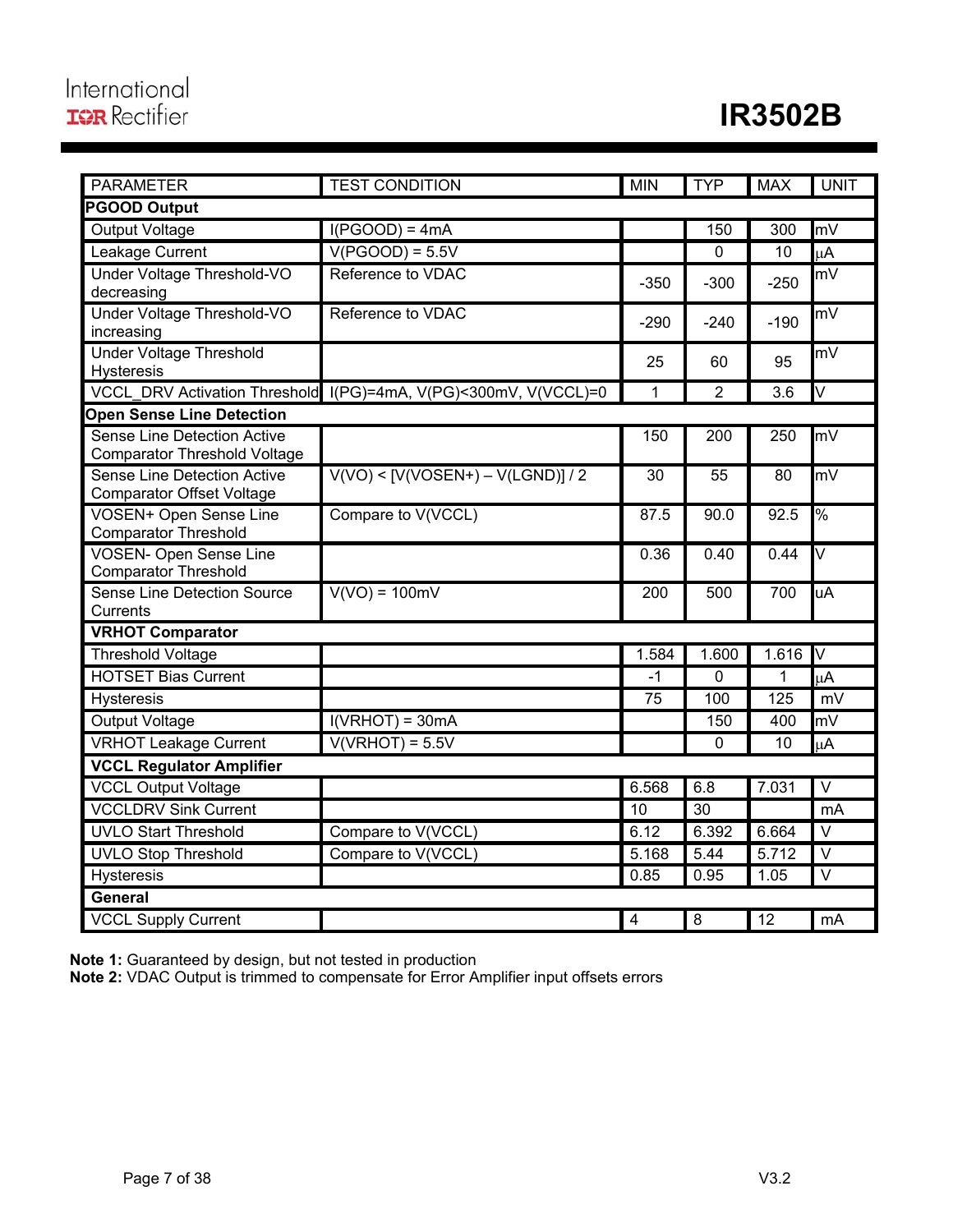| PARAMETER | TEST CONDITION | MIN | TYP | MAX | UNIT |
|---|---|---|---|---|---|
| **PGOOD Output** | | | | | |
| Output Voltage | I(PGOOD) = 4mA | | 150 | 300 | mV |
| Leakage Current | V(PGOOD) = 5.5V | | 0 | 10 | μA |
| Under Voltage Threshold-VO decreasing | Reference to VDAC | -350 | -300 | -250 | mV |
| Under Voltage Threshold-VO increasing | Reference to VDAC | -290 | -240 | -190 | mV |
| Under Voltage Threshold Hysteresis | | 25 | 60 | 95 | mV |
| VCCL_DRV Activation Threshold | I(PG)=4mA, V(PG)<300mV, V(VCCL)=0 | 1 | 2 | 3.6 | V |
| **Open Sense Line Detection** | | | | | |
| Sense Line Detection Active Comparator Threshold Voltage | | 150 | 200 | 250 | mV |
| Sense Line Detection Active Comparator Offset Voltage | V(VO) < [V(VOSEN+) – V(LGND)] / 2 | 30 | 55 | 80 | mV |
| VOSEN+ Open Sense Line Comparator Threshold | Compare to V(VCCL) | 87.5 | 90.0 | 92.5 | % |
| VOSEN- Open Sense Line Comparator Threshold | | 0.36 | 0.40 | 0.44 | V |
| Sense Line Detection Source Currents | V(VO) = 100mV | 200 | 500 | 700 | uA |
| **VRHOT Comparator** | | | | | |
| Threshold Voltage | | 1.584 | 1.600 | 1.616 | V |
| HOTSET Bias Current | | -1 | 0 | 1 | μA |
| Hysteresis | | 75 | 100 | 125 | mV |
| Output Voltage | I(VRHOT) = 30mA | | 150 | 400 | mV |
| VRHOT Leakage Current | V(VRHOT) = 5.5V | | 0 | 10 | μA |
| **VCCL Regulator Amplifier** | | | | | |
| VCCL Output Voltage | | 6.568 | 6.8 | 7.031 | V |
| VCCLDRV Sink Current | | 10 | 30 | | mA |
| UVLO Start Threshold | Compare to V(VCCL) | 6.12 | 6.392 | 6.664 | V |
| UVLO Stop Threshold | Compare to V(VCCL) | 5.168 | 5.44 | 5.712 | V |
| Hysteresis | | 0.85 | 0.95 | 1.05 | V |
| **General** | | | | | |
| VCCL Supply Current | | 4 | 8 | 12 | mA |

**Note 1:** Guaranteed by design, but not tested in production
**Note 2:** VDAC Output is trimmed to compensate for Error Amplifier input offsets errors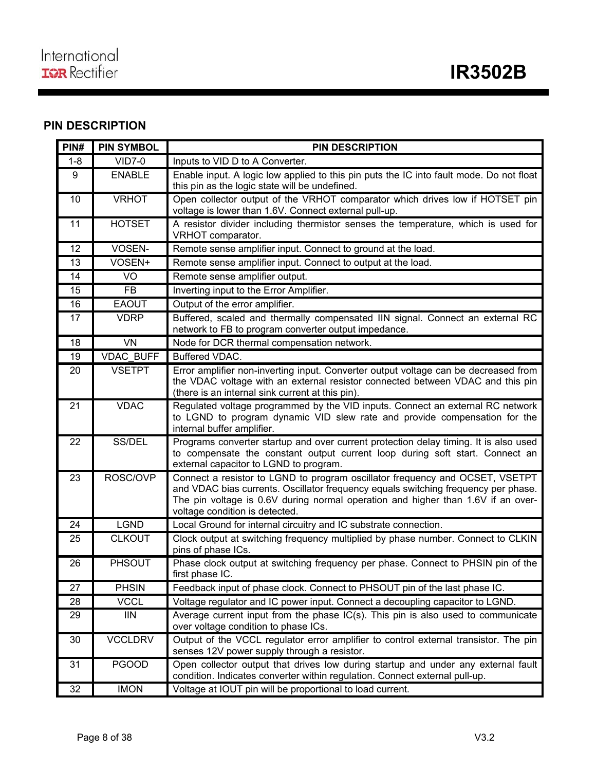## PIN DESCRIPTION

| PIN# | PIN SYMBOL | PIN DESCRIPTION |
|---|---|---|
| 1-8 | VID7-0 | Inputs to VID D to A Converter. |
| 9 | ENABLE | Enable input. A logic low applied to this pin puts the IC into fault mode. Do not float this pin as the logic state will be undefined. |
| 10 | VRHOT | Open collector output of the VRHOT comparator which drives low if HOTSET pin voltage is lower than 1.6V. Connect external pull-up. |
| 11 | HOTSET | A resistor divider including thermistor senses the temperature, which is used for VRHOT comparator. |
| 12 | VOSEN- | Remote sense amplifier input. Connect to ground at the load. |
| 13 | VOSEN+ | Remote sense amplifier input. Connect to output at the load. |
| 14 | VO | Remote sense amplifier output. |
| 15 | FB | Inverting input to the Error Amplifier. |
| 16 | EAOUT | Output of the error amplifier. |
| 17 | VDRP | Buffered, scaled and thermally compensated IIN signal. Connect an external RC network to FB to program converter output impedance. |
| 18 | VN | Node for DCR thermal compensation network. |
| 19 | VDAC_BUFF | Buffered VDAC. |
| 20 | VSETPT | Error amplifier non-inverting input. Converter output voltage can be decreased from the VDAC voltage with an external resistor connected between VDAC and this pin (there is an internal sink current at this pin). |
| 21 | VDAC | Regulated voltage programmed by the VID inputs. Connect an external RC network to LGND to program dynamic VID slew rate and provide compensation for the internal buffer amplifier. |
| 22 | SS/DEL | Programs converter startup and over current protection delay timing. It is also used to compensate the constant output current loop during soft start. Connect an external capacitor to LGND to program. |
| 23 | ROSC/OVP | Connect a resistor to LGND to program oscillator frequency and OCSET, VSETPT and VDAC bias currents. Oscillator frequency equals switching frequency per phase. The pin voltage is 0.6V during normal operation and higher than 1.6V if an over-voltage condition is detected. |
| 24 | LGND | Local Ground for internal circuitry and IC substrate connection. |
| 25 | CLKOUT | Clock output at switching frequency multiplied by phase number. Connect to CLKIN pins of phase ICs. |
| 26 | PHSOUT | Phase clock output at switching frequency per phase. Connect to PHSIN pin of the first phase IC. |
| 27 | PHSIN | Feedback input of phase clock. Connect to PHSOUT pin of the last phase IC. |
| 28 | VCCL | Voltage regulator and IC power input. Connect a decoupling capacitor to LGND. |
| 29 | IIN | Average current input from the phase IC(s). This pin is also used to communicate over voltage condition to phase ICs. |
| 30 | VCCLDRV | Output of the VCCL regulator error amplifier to control external transistor. The pin senses 12V power supply through a resistor. |
| 31 | PGOOD | Open collector output that drives low during startup and under any external fault condition. Indicates converter within regulation. Connect external pull-up. |
| 32 | IMON | Voltage at IOUT pin will be proportional to load current. |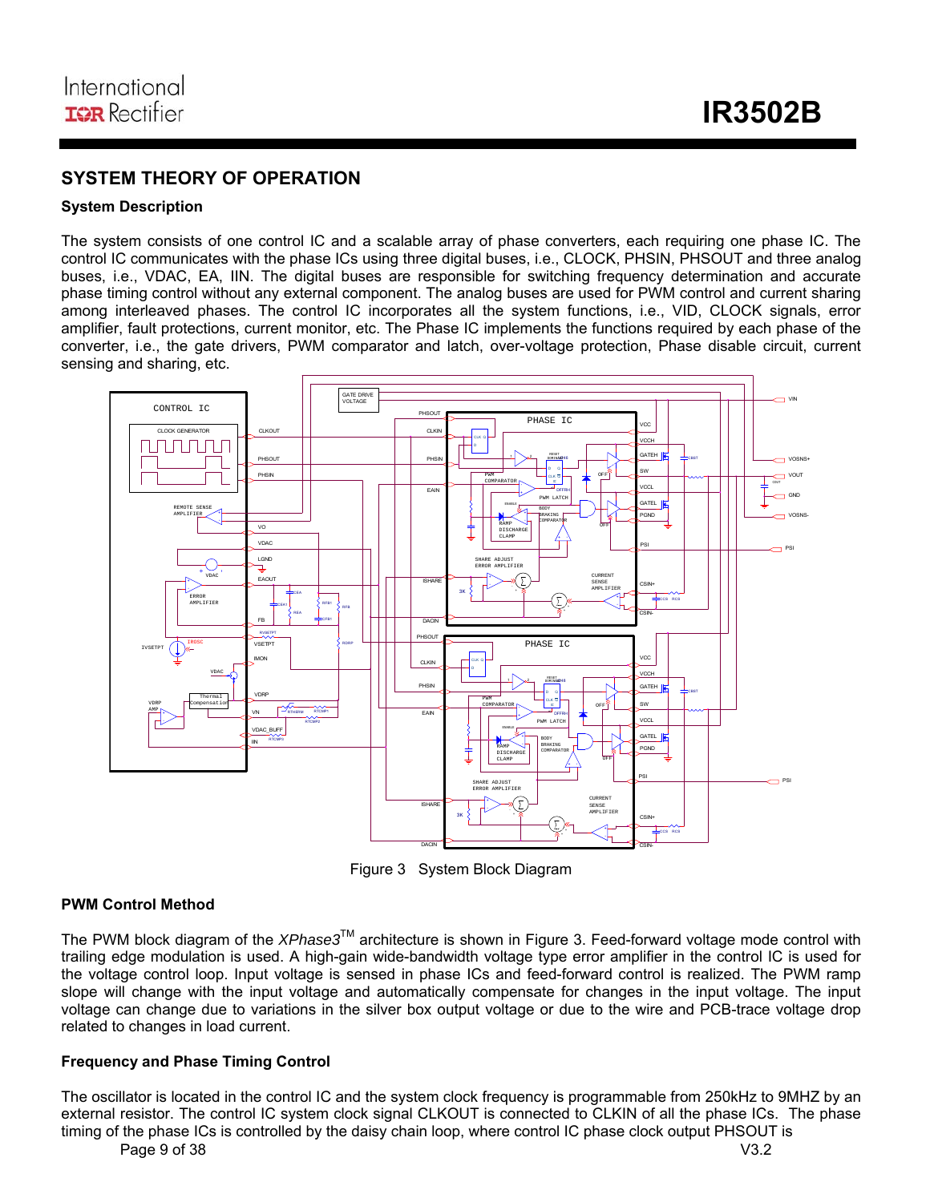## SYSTEM THEORY OF OPERATION

### System Description

The system consists of one control IC and a scalable array of phase converters, each requiring one phase IC. The control IC communicates with the phase ICs using three digital buses, i.e., CLOCK, PHSIN, PHSOUT and three analog buses, i.e., VDAC, EA, IIN. The digital buses are responsible for switching frequency determination and accurate phase timing control without any external component. The analog buses are used for PWM control and current sharing among interleaved phases. The control IC incorporates all the system functions, i.e., VID, CLOCK signals, error amplifier, fault protections, current monitor, etc. The Phase IC implements the functions required by each phase of the converter, i.e., the gate drivers, PWM comparator and latch, over-voltage protection, Phase disable circuit, current sensing and sharing, etc.

Figure 3 System Block Diagram

### PWM Control Method

The PWM block diagram of the *XPhase3*™ architecture is shown in Figure 3. Feed-forward voltage mode control with trailing edge modulation is used. A high-gain wide-bandwidth voltage type error amplifier in the control IC is used for the voltage control loop. Input voltage is sensed in phase ICs and feed-forward control is realized. The PWM ramp slope will change with the input voltage and automatically compensate for changes in the input voltage. The input voltage can change due to variations in the silver box output voltage or due to the wire and PCB-trace voltage drop related to changes in load current.

### Frequency and Phase Timing Control

The oscillator is located in the control IC and the system clock frequency is programmable from 250kHz to 9MHZ by an external resistor. The control IC system clock signal CLKOUT is connected to CLKIN of all the phase ICs. The phase timing of the phase ICs is controlled by the daisy chain loop, where control IC phase clock output PHSOUT is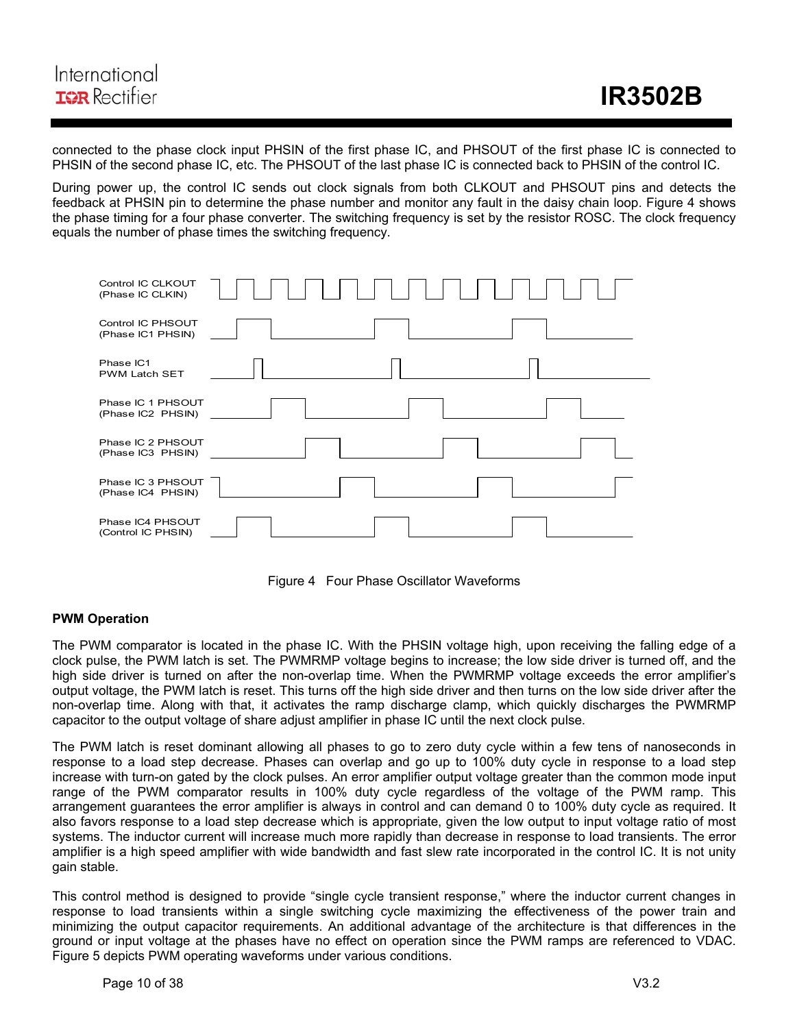connected to the phase clock input PHSIN of the first phase IC, and PHSOUT of the first phase IC is connected to PHSIN of the second phase IC, etc. The PHSOUT of the last phase IC is connected back to PHSIN of the control IC.

During power up, the control IC sends out clock signals from both CLKOUT and PHSOUT pins and detects the feedback at PHSIN pin to determine the phase number and monitor any fault in the daisy chain loop. Figure 4 shows the phase timing for a four phase converter. The switching frequency is set by the resistor ROSC. The clock frequency equals the number of phase times the switching frequency.

Control IC CLKOUT (Phase IC CLKIN)

Control IC PHSOUT (Phase IC1 PHSIN)

Phase IC1 PWM Latch SET

Phase IC 1 PHSOUT (Phase IC2 PHSIN)

Phase IC 2 PHSOUT (Phase IC3 PHSIN)

Phase IC 3 PHSOUT (Phase IC4 PHSIN)

Phase IC4 PHSOUT (Control IC PHSIN)

Figure 4 Four Phase Oscillator Waveforms

**PWM Operation**

The PWM comparator is located in the phase IC. With the PHSIN voltage high, upon receiving the falling edge of a clock pulse, the PWM latch is set. The PWMRMP voltage begins to increase; the low side driver is turned off, and the high side driver is turned on after the non-overlap time. When the PWMRMP voltage exceeds the error amplifier's output voltage, the PWM latch is reset. This turns off the high side driver and then turns on the low side driver after the non-overlap time. Along with that, it activates the ramp discharge clamp, which quickly discharges the PWMRMP capacitor to the output voltage of share adjust amplifier in phase IC until the next clock pulse.

The PWM latch is reset dominant allowing all phases to go to zero duty cycle within a few tens of nanoseconds in response to a load step decrease. Phases can overlap and go up to 100% duty cycle in response to a load step increase with turn-on gated by the clock pulses. An error amplifier output voltage greater than the common mode input range of the PWM comparator results in 100% duty cycle regardless of the voltage of the PWM ramp. This arrangement guarantees the error amplifier is always in control and can demand 0 to 100% duty cycle as required. It also favors response to a load step decrease which is appropriate, given the low output to input voltage ratio of most systems. The inductor current will increase much more rapidly than decrease in response to load transients. The error amplifier is a high speed amplifier with wide bandwidth and fast slew rate incorporated in the control IC. It is not unity gain stable.

This control method is designed to provide "single cycle transient response," where the inductor current changes in response to load transients within a single switching cycle maximizing the effectiveness of the power train and minimizing the output capacitor requirements. An additional advantage of the architecture is that differences in the ground or input voltage at the phases have no effect on operation since the PWM ramps are referenced to VDAC. Figure 5 depicts PWM operating waveforms under various conditions.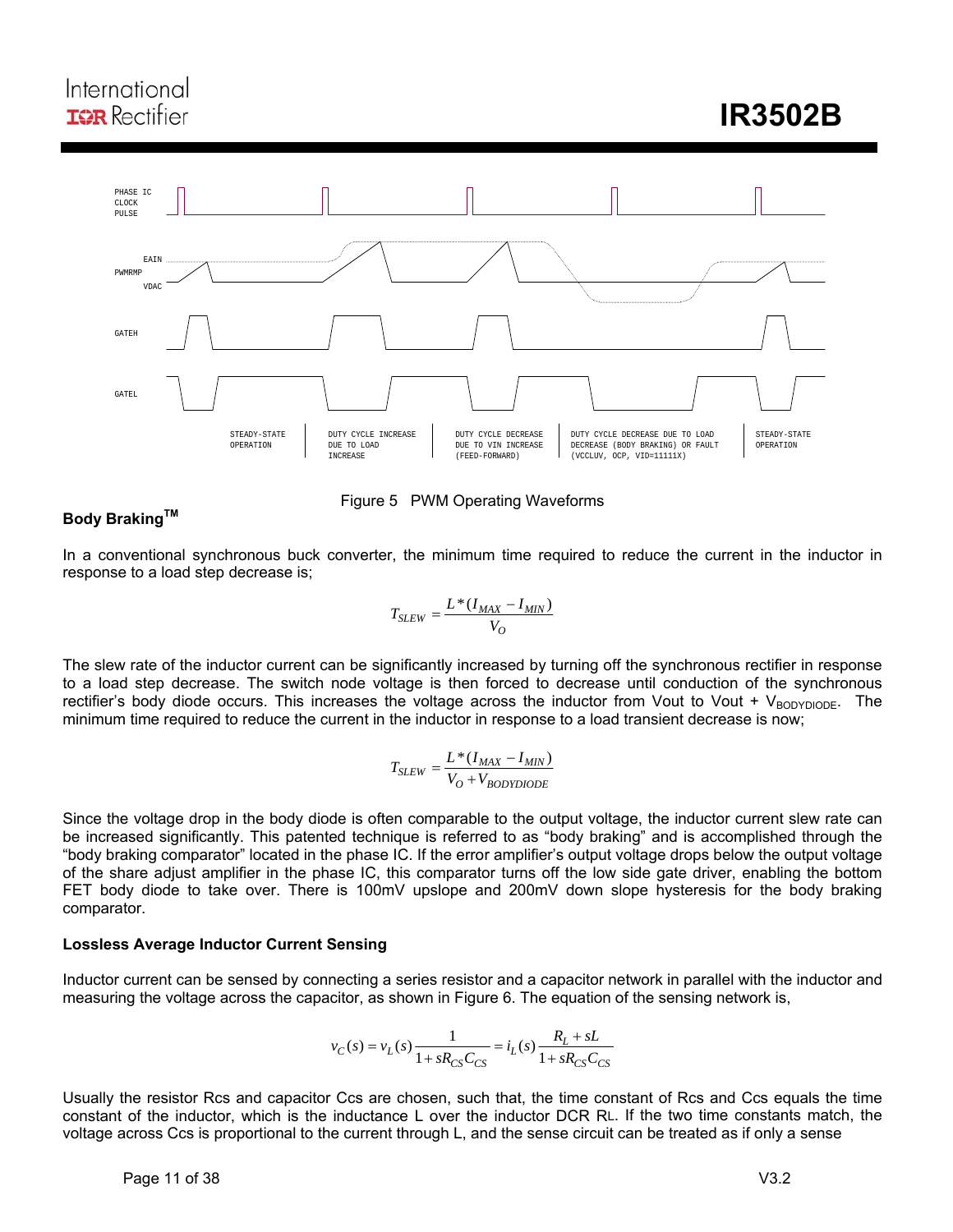Figure 5 PWM Operating Waveforms

**Body Braking™**

In a conventional synchronous buck converter, the minimum time required to reduce the current in the inductor in response to a load step decrease is;

$$T_{SLEW} = \frac{L*(I_{MAX} - I_{MIN})}{V_O}$$

The slew rate of the inductor current can be significantly increased by turning off the synchronous rectifier in response to a load step decrease. The switch node voltage is then forced to decrease until conduction of the synchronous rectifier's body diode occurs. This increases the voltage across the inductor from Vout to Vout + $V_{BODYDIODE}$. The minimum time required to reduce the current in the inductor in response to a load transient decrease is now;

$$T_{SLEW} = \frac{L*(I_{MAX} - I_{MIN})}{V_O + V_{BODYDIODE}}$$

Since the voltage drop in the body diode is often comparable to the output voltage, the inductor current slew rate can be increased significantly. This patented technique is referred to as "body braking" and is accomplished through the "body braking comparator" located in the phase IC. If the error amplifier's output voltage drops below the output voltage of the share adjust amplifier in the phase IC, this comparator turns off the low side gate driver, enabling the bottom FET body diode to take over. There is 100mV upslope and 200mV down slope hysteresis for the body braking comparator.

**Lossless Average Inductor Current Sensing**

Inductor current can be sensed by connecting a series resistor and a capacitor network in parallel with the inductor and measuring the voltage across the capacitor, as shown in Figure 6. The equation of the sensing network is,

$$v_C(s) = v_L(s)\frac{1}{1+sR_{CS}C_{CS}} = i_L(s)\frac{R_L + sL}{1+sR_{CS}C_{CS}}$$

Usually the resistor Rcs and capacitor Ccs are chosen, such that, the time constant of Rcs and Ccs equals the time constant of the inductor, which is the inductance L over the inductor DCR $R_L$. If the two time constants match, the voltage across Ccs is proportional to the current through L, and the sense circuit can be treated as if only a sense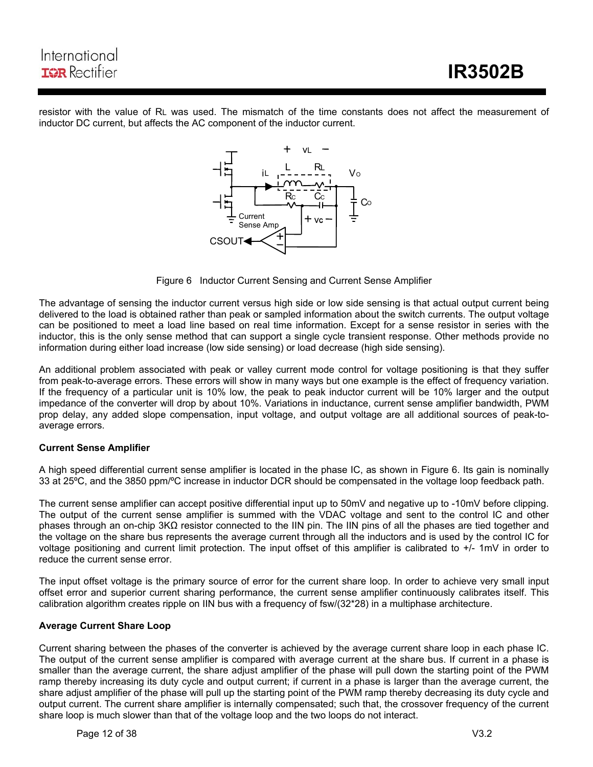resistor with the value of $R_L$ was used. The mismatch of the time constants does not affect the measurement of inductor DC current, but affects the AC component of the inductor current.

Figure 6 Inductor Current Sensing and Current Sense Amplifier

The advantage of sensing the inductor current versus high side or low side sensing is that actual output current being delivered to the load is obtained rather than peak or sampled information about the switch currents. The output voltage can be positioned to meet a load line based on real time information. Except for a sense resistor in series with the inductor, this is the only sense method that can support a single cycle transient response. Other methods provide no information during either load increase (low side sensing) or load decrease (high side sensing).

An additional problem associated with peak or valley current mode control for voltage positioning is that they suffer from peak-to-average errors. These errors will show in many ways but one example is the effect of frequency variation. If the frequency of a particular unit is 10% low, the peak to peak inductor current will be 10% larger and the output impedance of the converter will drop by about 10%. Variations in inductance, current sense amplifier bandwidth, PWM prop delay, any added slope compensation, input voltage, and output voltage are all additional sources of peak-to-average errors.

**Current Sense Amplifier**

A high speed differential current sense amplifier is located in the phase IC, as shown in Figure 6. Its gain is nominally 33 at 25ºC, and the 3850 ppm/ºC increase in inductor DCR should be compensated in the voltage loop feedback path.

The current sense amplifier can accept positive differential input up to 50mV and negative up to -10mV before clipping. The output of the current sense amplifier is summed with the VDAC voltage and sent to the control IC and other phases through an on-chip 3KΩ resistor connected to the IIN pin. The IIN pins of all the phases are tied together and the voltage on the share bus represents the average current through all the inductors and is used by the control IC for voltage positioning and current limit protection. The input offset of this amplifier is calibrated to +/- 1mV in order to reduce the current sense error.

The input offset voltage is the primary source of error for the current share loop. In order to achieve very small input offset error and superior current sharing performance, the current sense amplifier continuously calibrates itself. This calibration algorithm creates ripple on IIN bus with a frequency of fsw/(32*28) in a multiphase architecture.

**Average Current Share Loop**

Current sharing between the phases of the converter is achieved by the average current share loop in each phase IC. The output of the current sense amplifier is compared with average current at the share bus. If current in a phase is smaller than the average current, the share adjust amplifier of the phase will pull down the starting point of the PWM ramp thereby increasing its duty cycle and output current; if current in a phase is larger than the average current, the share adjust amplifier of the phase will pull up the starting point of the PWM ramp thereby decreasing its duty cycle and output current. The current share amplifier is internally compensated; such that, the crossover frequency of the current share loop is much slower than that of the voltage loop and the two loops do not interact.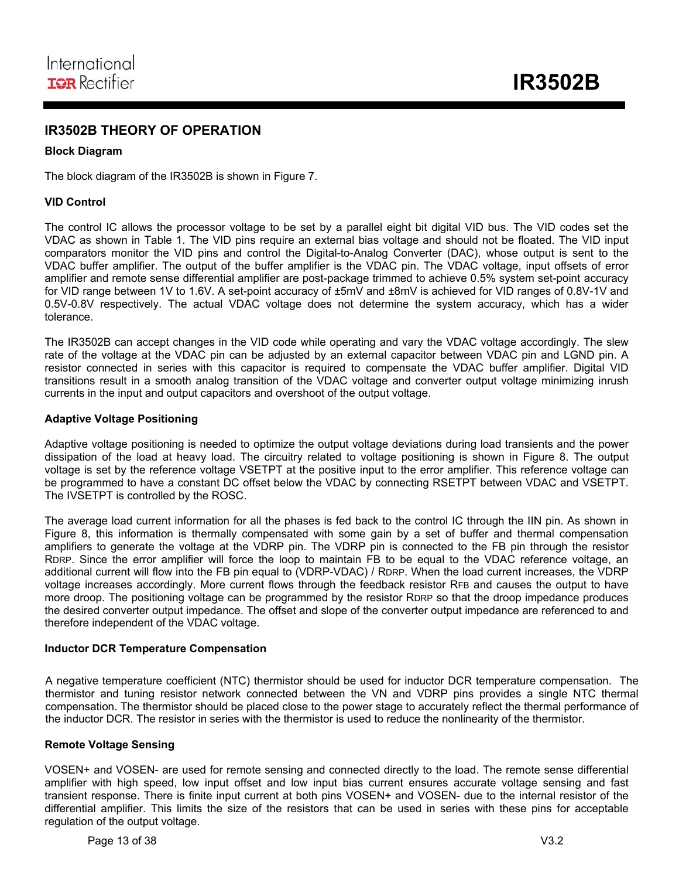## IR3502B THEORY OF OPERATION

### Block Diagram

The block diagram of the IR3502B is shown in Figure 7.

### VID Control

The control IC allows the processor voltage to be set by a parallel eight bit digital VID bus. The VID codes set the VDAC as shown in Table 1. The VID pins require an external bias voltage and should not be floated. The VID input comparators monitor the VID pins and control the Digital-to-Analog Converter (DAC), whose output is sent to the VDAC buffer amplifier. The output of the buffer amplifier is the VDAC pin. The VDAC voltage, input offsets of error amplifier and remote sense differential amplifier are post-package trimmed to achieve 0.5% system set-point accuracy for VID range between 1V to 1.6V. A set-point accuracy of ±5mV and ±8mV is achieved for VID ranges of 0.8V-1V and 0.5V-0.8V respectively. The actual VDAC voltage does not determine the system accuracy, which has a wider tolerance.

The IR3502B can accept changes in the VID code while operating and vary the VDAC voltage accordingly. The slew rate of the voltage at the VDAC pin can be adjusted by an external capacitor between VDAC pin and LGND pin. A resistor connected in series with this capacitor is required to compensate the VDAC buffer amplifier. Digital VID transitions result in a smooth analog transition of the VDAC voltage and converter output voltage minimizing inrush currents in the input and output capacitors and overshoot of the output voltage.

### Adaptive Voltage Positioning

Adaptive voltage positioning is needed to optimize the output voltage deviations during load transients and the power dissipation of the load at heavy load. The circuitry related to voltage positioning is shown in Figure 8. The output voltage is set by the reference voltage VSETPT at the positive input to the error amplifier. This reference voltage can be programmed to have a constant DC offset below the VDAC by connecting RSETPT between VDAC and VSETPT. The IVSETPT is controlled by the ROSC.

The average load current information for all the phases is fed back to the control IC through the IIN pin. As shown in Figure 8, this information is thermally compensated with some gain by a set of buffer and thermal compensation amplifiers to generate the voltage at the VDRP pin. The VDRP pin is connected to the FB pin through the resistor $R_{DRP}$. Since the error amplifier will force the loop to maintain FB to be equal to the VDAC reference voltage, an additional current will flow into the FB pin equal to (VDRP-VDAC) / $R_{DRP}$. When the load current increases, the VDRP voltage increases accordingly. More current flows through the feedback resistor $R_{FB}$ and causes the output to have more droop. The positioning voltage can be programmed by the resistor $R_{DRP}$ so that the droop impedance produces the desired converter output impedance. The offset and slope of the converter output impedance are referenced to and therefore independent of the VDAC voltage.

### Inductor DCR Temperature Compensation

A negative temperature coefficient (NTC) thermistor should be used for inductor DCR temperature compensation. The thermistor and tuning resistor network connected between the VN and VDRP pins provides a single NTC thermal compensation. The thermistor should be placed close to the power stage to accurately reflect the thermal performance of the inductor DCR. The resistor in series with the thermistor is used to reduce the nonlinearity of the thermistor.

### Remote Voltage Sensing

VOSEN+ and VOSEN- are used for remote sensing and connected directly to the load. The remote sense differential amplifier with high speed, low input offset and low input bias current ensures accurate voltage sensing and fast transient response. There is finite input current at both pins VOSEN+ and VOSEN- due to the internal resistor of the differential amplifier. This limits the size of the resistors that can be used in series with these pins for acceptable regulation of the output voltage.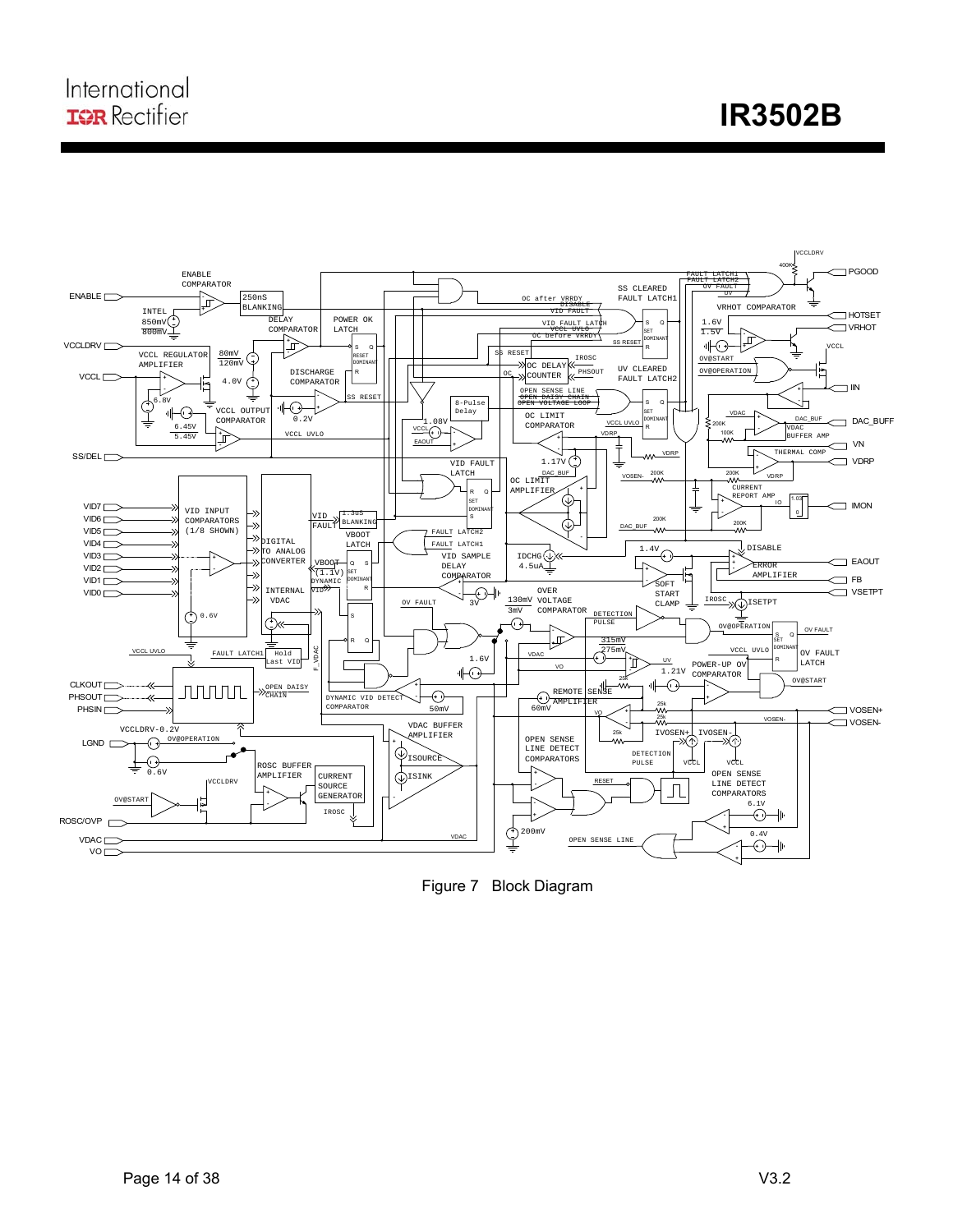Figure 7 Block Diagram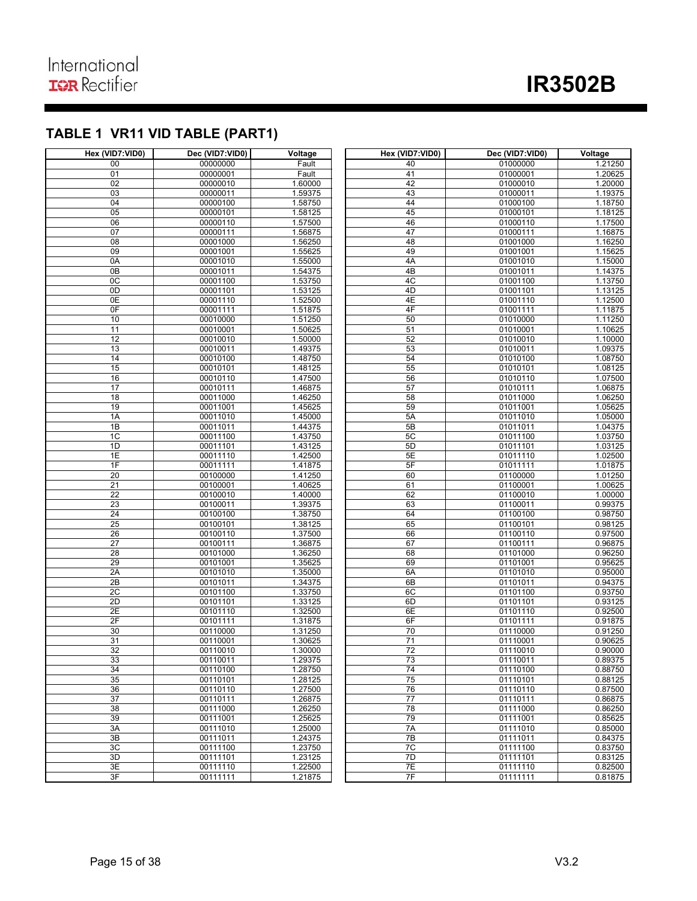## TABLE 1 VR11 VID TABLE (PART1)

| Hex (VID7:VID0) | Dec (VID7:VID0) | Voltage |
|---|---|---|
| 00 | 00000000 | Fault |
| 01 | 00000001 | Fault |
| 02 | 00000010 | 1.60000 |
| 03 | 00000011 | 1.59375 |
| 04 | 00000100 | 1.58750 |
| 05 | 00000101 | 1.58125 |
| 06 | 00000110 | 1.57500 |
| 07 | 00000111 | 1.56875 |
| 08 | 00001000 | 1.56250 |
| 09 | 00001001 | 1.55625 |
| 0A | 00001010 | 1.55000 |
| 0B | 00001011 | 1.54375 |
| 0C | 00001100 | 1.53750 |
| 0D | 00001101 | 1.53125 |
| 0E | 00001110 | 1.52500 |
| 0F | 00001111 | 1.51875 |
| 10 | 00010000 | 1.51250 |
| 11 | 00010001 | 1.50625 |
| 12 | 00010010 | 1.50000 |
| 13 | 00010011 | 1.49375 |
| 14 | 00010100 | 1.48750 |
| 15 | 00010101 | 1.48125 |
| 16 | 00010110 | 1.47500 |
| 17 | 00010111 | 1.46875 |
| 18 | 00011000 | 1.46250 |
| 19 | 00011001 | 1.45625 |
| 1A | 00011010 | 1.45000 |
| 1B | 00011011 | 1.44375 |
| 1C | 00011100 | 1.43750 |
| 1D | 00011101 | 1.43125 |
| 1E | 00011110 | 1.42500 |
| 1F | 00011111 | 1.41875 |
| 20 | 00100000 | 1.41250 |
| 21 | 00100001 | 1.40625 |
| 22 | 00100010 | 1.40000 |
| 23 | 00100011 | 1.39375 |
| 24 | 00100100 | 1.38750 |
| 25 | 00100101 | 1.38125 |
| 26 | 00100110 | 1.37500 |
| 27 | 00100111 | 1.36875 |
| 28 | 00101000 | 1.36250 |
| 29 | 00101001 | 1.35625 |
| 2A | 00101010 | 1.35000 |
| 2B | 00101011 | 1.34375 |
| 2C | 00101100 | 1.33750 |
| 2D | 00101101 | 1.33125 |
| 2E | 00101110 | 1.32500 |
| 2F | 00101111 | 1.31875 |
| 30 | 00110000 | 1.31250 |
| 31 | 00110001 | 1.30625 |
| 32 | 00110010 | 1.30000 |
| 33 | 00110011 | 1.29375 |
| 34 | 00110100 | 1.28750 |
| 35 | 00110101 | 1.28125 |
| 36 | 00110110 | 1.27500 |
| 37 | 00110111 | 1.26875 |
| 38 | 00111000 | 1.26250 |
| 39 | 00111001 | 1.25625 |
| 3A | 00111010 | 1.25000 |
| 3B | 00111011 | 1.24375 |
| 3C | 00111100 | 1.23750 |
| 3D | 00111101 | 1.23125 |
| 3E | 00111110 | 1.22500 |
| 3F | 00111111 | 1.21875 |

| Hex (VID7:VID0) | Dec (VID7:VID0) | Voltage |
|---|---|---|
| 40 | 01000000 | 1.21250 |
| 41 | 01000001 | 1.20625 |
| 42 | 01000010 | 1.20000 |
| 43 | 01000011 | 1.19375 |
| 44 | 01000100 | 1.18750 |
| 45 | 01000101 | 1.18125 |
| 46 | 01000110 | 1.17500 |
| 47 | 01000111 | 1.16875 |
| 48 | 01001000 | 1.16250 |
| 49 | 01001001 | 1.15625 |
| 4A | 01001010 | 1.15000 |
| 4B | 01001011 | 1.14375 |
| 4C | 01001100 | 1.13750 |
| 4D | 01001101 | 1.13125 |
| 4E | 01001110 | 1.12500 |
| 4F | 01001111 | 1.11875 |
| 50 | 01010000 | 1.11250 |
| 51 | 01010001 | 1.10625 |
| 52 | 01010010 | 1.10000 |
| 53 | 01010011 | 1.09375 |
| 54 | 01010100 | 1.08750 |
| 55 | 01010101 | 1.08125 |
| 56 | 01010110 | 1.07500 |
| 57 | 01010111 | 1.06875 |
| 58 | 01011000 | 1.06250 |
| 59 | 01011001 | 1.05625 |
| 5A | 01011010 | 1.05000 |
| 5B | 01011011 | 1.04375 |
| 5C | 01011100 | 1.03750 |
| 5D | 01011101 | 1.03125 |
| 5E | 01011110 | 1.02500 |
| 5F | 01011111 | 1.01875 |
| 60 | 01100000 | 1.01250 |
| 61 | 01100001 | 1.00625 |
| 62 | 01100010 | 1.00000 |
| 63 | 01100011 | 0.99375 |
| 64 | 01100100 | 0.98750 |
| 65 | 01100101 | 0.98125 |
| 66 | 01100110 | 0.97500 |
| 67 | 01100111 | 0.96875 |
| 68 | 01101000 | 0.96250 |
| 69 | 01101001 | 0.95625 |
| 6A | 01101010 | 0.95000 |
| 6B | 01101011 | 0.94375 |
| 6C | 01101100 | 0.93750 |
| 6D | 01101101 | 0.93125 |
| 6E | 01101110 | 0.92500 |
| 6F | 01101111 | 0.91875 |
| 70 | 01110000 | 0.91250 |
| 71 | 01110001 | 0.90625 |
| 72 | 01110010 | 0.90000 |
| 73 | 01110011 | 0.89375 |
| 74 | 01110100 | 0.88750 |
| 75 | 01110101 | 0.88125 |
| 76 | 01110110 | 0.87500 |
| 77 | 01110111 | 0.86875 |
| 78 | 01111000 | 0.86250 |
| 79 | 01111001 | 0.85625 |
| 7A | 01111010 | 0.85000 |
| 7B | 01111011 | 0.84375 |
| 7C | 01111100 | 0.83750 |
| 7D | 01111101 | 0.83125 |
| 7E | 01111110 | 0.82500 |
| 7F | 01111111 | 0.81875 |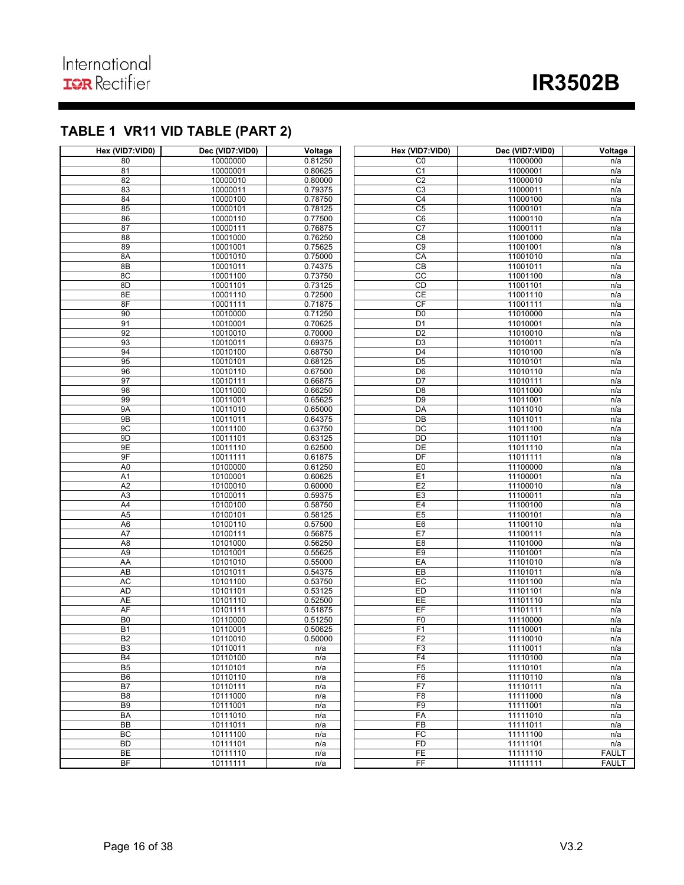## TABLE 1 VR11 VID TABLE (PART 2)

| Hex (VID7:VID0) | Dec (VID7:VID0) | Voltage | Hex (VID7:VID0) | Dec (VID7:VID0) | Voltage |
|---|---|---|---|---|---|
| 80 | 10000000 | 0.81250 | C0 | 11000000 | n/a |
| 81 | 10000001 | 0.80625 | C1 | 11000001 | n/a |
| 82 | 10000010 | 0.80000 | C2 | 11000010 | n/a |
| 83 | 10000011 | 0.79375 | C3 | 11000011 | n/a |
| 84 | 10000100 | 0.78750 | C4 | 11000100 | n/a |
| 85 | 10000101 | 0.78125 | C5 | 11000101 | n/a |
| 86 | 10000110 | 0.77500 | C6 | 11000110 | n/a |
| 87 | 10000111 | 0.76875 | C7 | 11000111 | n/a |
| 88 | 10001000 | 0.76250 | C8 | 11001000 | n/a |
| 89 | 10001001 | 0.75625 | C9 | 11001001 | n/a |
| 8A | 10001010 | 0.75000 | CA | 11001010 | n/a |
| 8B | 10001011 | 0.74375 | CB | 11001011 | n/a |
| 8C | 10001100 | 0.73750 | CC | 11001100 | n/a |
| 8D | 10001101 | 0.73125 | CD | 11001101 | n/a |
| 8E | 10001110 | 0.72500 | CE | 11001110 | n/a |
| 8F | 10001111 | 0.71875 | CF | 11001111 | n/a |
| 90 | 10010000 | 0.71250 | D0 | 11010000 | n/a |
| 91 | 10010001 | 0.70625 | D1 | 11010001 | n/a |
| 92 | 10010010 | 0.70000 | D2 | 11010010 | n/a |
| 93 | 10010011 | 0.69375 | D3 | 11010011 | n/a |
| 94 | 10010100 | 0.68750 | D4 | 11010100 | n/a |
| 95 | 10010101 | 0.68125 | D5 | 11010101 | n/a |
| 96 | 10010110 | 0.67500 | D6 | 11010110 | n/a |
| 97 | 10010111 | 0.66875 | D7 | 11010111 | n/a |
| 98 | 10011000 | 0.66250 | D8 | 11011000 | n/a |
| 99 | 10011001 | 0.65625 | D9 | 11011001 | n/a |
| 9A | 10011010 | 0.65000 | DA | 11011010 | n/a |
| 9B | 10011011 | 0.64375 | DB | 11011011 | n/a |
| 9C | 10011100 | 0.63750 | DC | 11011100 | n/a |
| 9D | 10011101 | 0.63125 | DD | 11011101 | n/a |
| 9E | 10011110 | 0.62500 | DE | 11011110 | n/a |
| 9F | 10011111 | 0.61875 | DF | 11011111 | n/a |
| A0 | 10100000 | 0.61250 | E0 | 11100000 | n/a |
| A1 | 10100001 | 0.60625 | E1 | 11100001 | n/a |
| A2 | 10100010 | 0.60000 | E2 | 11100010 | n/a |
| A3 | 10100011 | 0.59375 | E3 | 11100011 | n/a |
| A4 | 10100100 | 0.58750 | E4 | 11100100 | n/a |
| A5 | 10100101 | 0.58125 | E5 | 11100101 | n/a |
| A6 | 10100110 | 0.57500 | E6 | 11100110 | n/a |
| A7 | 10100111 | 0.56875 | E7 | 11100111 | n/a |
| A8 | 10101000 | 0.56250 | E8 | 11101000 | n/a |
| A9 | 10101001 | 0.55625 | E9 | 11101001 | n/a |
| AA | 10101010 | 0.55000 | EA | 11101010 | n/a |
| AB | 10101011 | 0.54375 | EB | 11101011 | n/a |
| AC | 10101100 | 0.53750 | EC | 11101100 | n/a |
| AD | 10101101 | 0.53125 | ED | 11101101 | n/a |
| AE | 10101110 | 0.52500 | EE | 11101110 | n/a |
| AF | 10101111 | 0.51875 | EF | 11101111 | n/a |
| B0 | 10110000 | 0.51250 | F0 | 11110000 | n/a |
| B1 | 10110001 | 0.50625 | F1 | 11110001 | n/a |
| B2 | 10110010 | 0.50000 | F2 | 11110010 | n/a |
| B3 | 10110011 | n/a | F3 | 11110011 | n/a |
| B4 | 10110100 | n/a | F4 | 11110100 | n/a |
| B5 | 10110101 | n/a | F5 | 11110101 | n/a |
| B6 | 10110110 | n/a | F6 | 11110110 | n/a |
| B7 | 10110111 | n/a | F7 | 11110111 | n/a |
| B8 | 10111000 | n/a | F8 | 11111000 | n/a |
| B9 | 10111001 | n/a | F9 | 11111001 | n/a |
| BA | 10111010 | n/a | FA | 11111010 | n/a |
| BB | 10111011 | n/a | FB | 11111011 | n/a |
| BC | 10111100 | n/a | FC | 11111100 | n/a |
| BD | 10111101 | n/a | FD | 11111101 | n/a |
| BE | 10111110 | n/a | FE | 11111110 | FAULT |
| BF | 10111111 | n/a | FF | 11111111 | FAULT |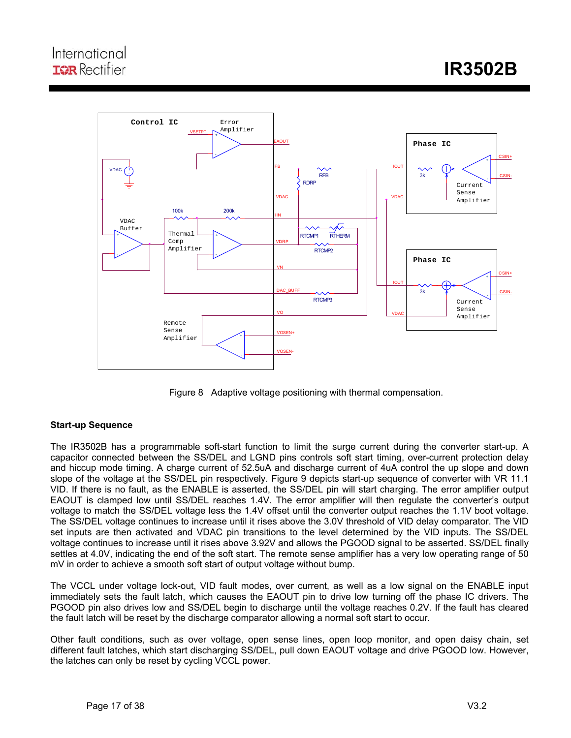Figure 8 Adaptive voltage positioning with thermal compensation.

### Start-up Sequence

The IR3502B has a programmable soft-start function to limit the surge current during the converter start-up. A capacitor connected between the SS/DEL and LGND pins controls soft start timing, over-current protection delay and hiccup mode timing. A charge current of 52.5uA and discharge current of 4uA control the up slope and down slope of the voltage at the SS/DEL pin respectively. Figure 9 depicts start-up sequence of converter with VR 11.1 VID. If there is no fault, as the ENABLE is asserted, the SS/DEL pin will start charging. The error amplifier output EAOUT is clamped low until SS/DEL reaches 1.4V. The error amplifier will then regulate the converter's output voltage to match the SS/DEL voltage less the 1.4V offset until the converter output reaches the 1.1V boot voltage. The SS/DEL voltage continues to increase until it rises above the 3.0V threshold of VID delay comparator. The VID set inputs are then activated and VDAC pin transitions to the level determined by the VID inputs. The SS/DEL voltage continues to increase until it rises above 3.92V and allows the PGOOD signal to be asserted. SS/DEL finally settles at 4.0V, indicating the end of the soft start. The remote sense amplifier has a very low operating range of 50 mV in order to achieve a smooth soft start of output voltage without bump.

The VCCL under voltage lock-out, VID fault modes, over current, as well as a low signal on the ENABLE input immediately sets the fault latch, which causes the EAOUT pin to drive low turning off the phase IC drivers. The PGOOD pin also drives low and SS/DEL begin to discharge until the voltage reaches 0.2V. If the fault has cleared the fault latch will be reset by the discharge comparator allowing a normal soft start to occur.

Other fault conditions, such as over voltage, open sense lines, open loop monitor, and open daisy chain, set different fault latches, which start discharging SS/DEL, pull down EAOUT voltage and drive PGOOD low. However, the latches can only be reset by cycling VCCL power.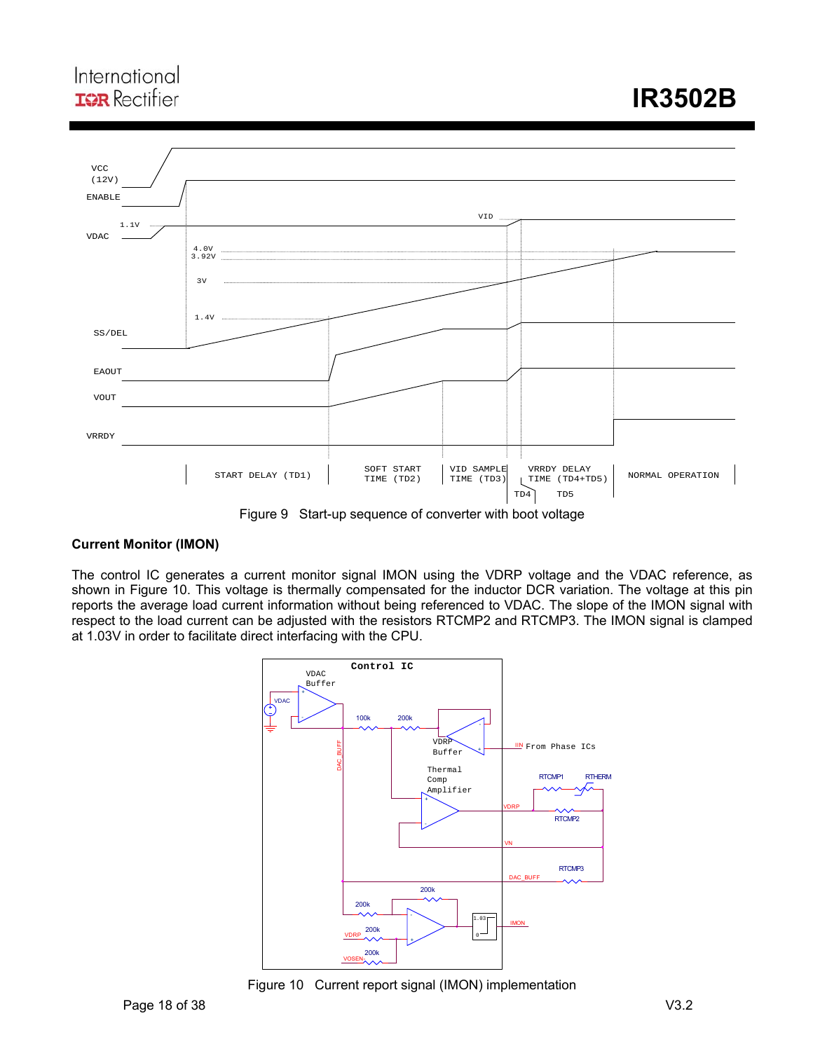Figure 9 Start-up sequence of converter with boot voltage

### Current Monitor (IMON)

The control IC generates a current monitor signal IMON using the VDRP voltage and the VDAC reference, as shown in Figure 10. This voltage is thermally compensated for the inductor DCR variation. The voltage at this pin reports the average load current information without being referenced to VDAC. The slope of the IMON signal with respect to the load current can be adjusted with the resistors RTCMP2 and RTCMP3. The IMON signal is clamped at 1.03V in order to facilitate direct interfacing with the CPU.

Figure 10 Current report signal (IMON) implementation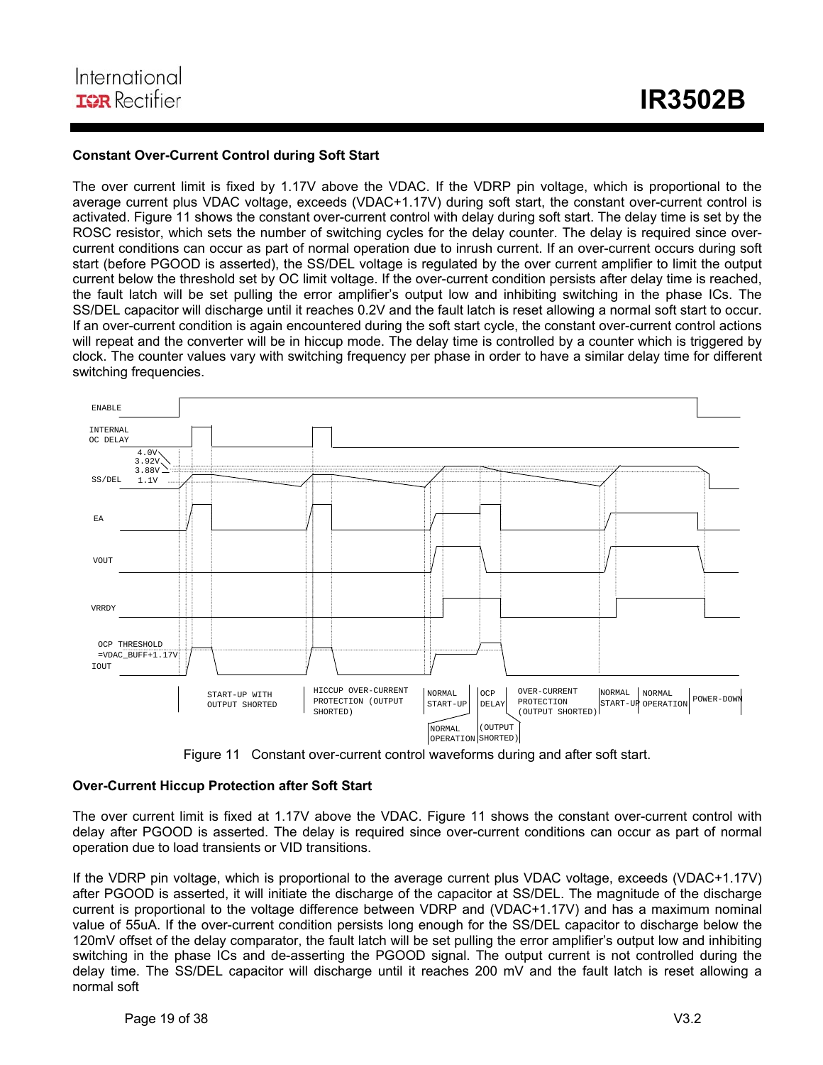### Constant Over-Current Control during Soft Start

The over current limit is fixed by 1.17V above the VDAC. If the VDRP pin voltage, which is proportional to the average current plus VDAC voltage, exceeds (VDAC+1.17V) during soft start, the constant over-current control is activated. Figure 11 shows the constant over-current control with delay during soft start. The delay time is set by the ROSC resistor, which sets the number of switching cycles for the delay counter. The delay is required since over-current conditions can occur as part of normal operation due to inrush current. If an over-current occurs during soft start (before PGOOD is asserted), the SS/DEL voltage is regulated by the over current amplifier to limit the output current below the threshold set by OC limit voltage. If the over-current condition persists after delay time is reached, the fault latch will be set pulling the error amplifier's output low and inhibiting switching in the phase ICs. The SS/DEL capacitor will discharge until it reaches 0.2V and the fault latch is reset allowing a normal soft start to occur. If an over-current condition is again encountered during the soft start cycle, the constant over-current control actions will repeat and the converter will be in hiccup mode. The delay time is controlled by a counter which is triggered by clock. The counter values vary with switching frequency per phase in order to have a similar delay time for different switching frequencies.

Figure 11 Constant over-current control waveforms during and after soft start.

### Over-Current Hiccup Protection after Soft Start

The over current limit is fixed at 1.17V above the VDAC. Figure 11 shows the constant over-current control with delay after PGOOD is asserted. The delay is required since over-current conditions can occur as part of normal operation due to load transients or VID transitions.

If the VDRP pin voltage, which is proportional to the average current plus VDAC voltage, exceeds (VDAC+1.17V) after PGOOD is asserted, it will initiate the discharge of the capacitor at SS/DEL. The magnitude of the discharge current is proportional to the voltage difference between VDRP and (VDAC+1.17V) and has a maximum nominal value of 55uA. If the over-current condition persists long enough for the SS/DEL capacitor to discharge below the 120mV offset of the delay comparator, the fault latch will be set pulling the error amplifier's output low and inhibiting switching in the phase ICs and de-asserting the PGOOD signal. The output current is not controlled during the delay time. The SS/DEL capacitor will discharge until it reaches 200 mV and the fault latch is reset allowing a normal soft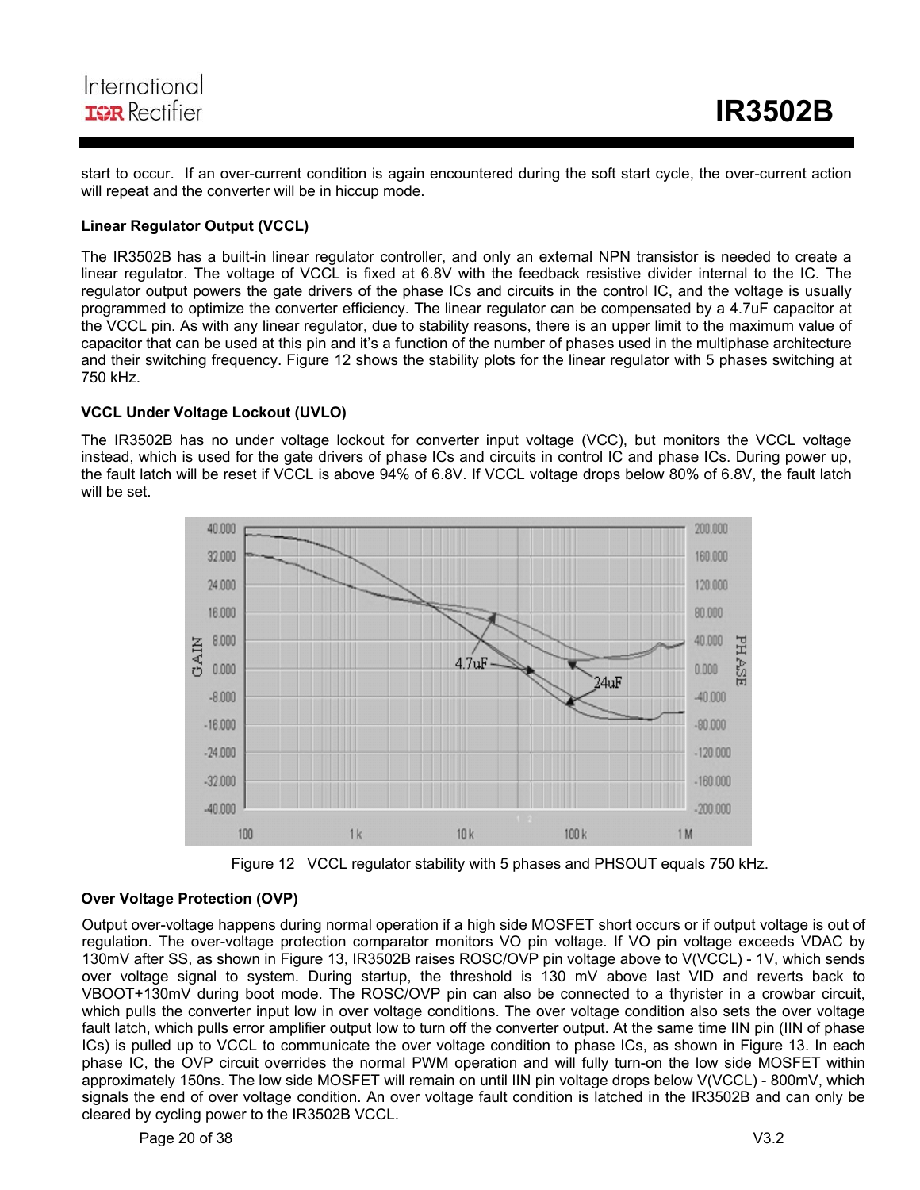start to occur. If an over-current condition is again encountered during the soft start cycle, the over-current action will repeat and the converter will be in hiccup mode.

### Linear Regulator Output (VCCL)

The IR3502B has a built-in linear regulator controller, and only an external NPN transistor is needed to create a linear regulator. The voltage of VCCL is fixed at 6.8V with the feedback resistive divider internal to the IC. The regulator output powers the gate drivers of the phase ICs and circuits in the control IC, and the voltage is usually programmed to optimize the converter efficiency. The linear regulator can be compensated by a 4.7uF capacitor at the VCCL pin. As with any linear regulator, due to stability reasons, there is an upper limit to the maximum value of capacitor that can be used at this pin and it's a function of the number of phases used in the multiphase architecture and their switching frequency. Figure 12 shows the stability plots for the linear regulator with 5 phases switching at 750 kHz.

### VCCL Under Voltage Lockout (UVLO)

The IR3502B has no under voltage lockout for converter input voltage (VCC), but monitors the VCCL voltage instead, which is used for the gate drivers of phase ICs and circuits in control IC and phase ICs. During power up, the fault latch will be reset if VCCL is above 94% of 6.8V. If VCCL voltage drops below 80% of 6.8V, the fault latch will be set.

Figure 12 VCCL regulator stability with 5 phases and PHSOUT equals 750 kHz.

### Over Voltage Protection (OVP)

Output over-voltage happens during normal operation if a high side MOSFET short occurs or if output voltage is out of regulation. The over-voltage protection comparator monitors VO pin voltage. If VO pin voltage exceeds VDAC by 130mV after SS, as shown in Figure 13, IR3502B raises ROSC/OVP pin voltage above to V(VCCL) - 1V, which sends over voltage signal to system. During startup, the threshold is 130 mV above last VID and reverts back to VBOOT+130mV during boot mode. The ROSC/OVP pin can also be connected to a thyrister in a crowbar circuit, which pulls the converter input low in over voltage conditions. The over voltage condition also sets the over voltage fault latch, which pulls error amplifier output low to turn off the converter output. At the same time IIN pin (IIN of phase ICs) is pulled up to VCCL to communicate the over voltage condition to phase ICs, as shown in Figure 13. In each phase IC, the OVP circuit overrides the normal PWM operation and will fully turn-on the low side MOSFET within approximately 150ns. The low side MOSFET will remain on until IIN pin voltage drops below V(VCCL) - 800mV, which signals the end of over voltage condition. An over voltage fault condition is latched in the IR3502B and can only be cleared by cycling power to the IR3502B VCCL.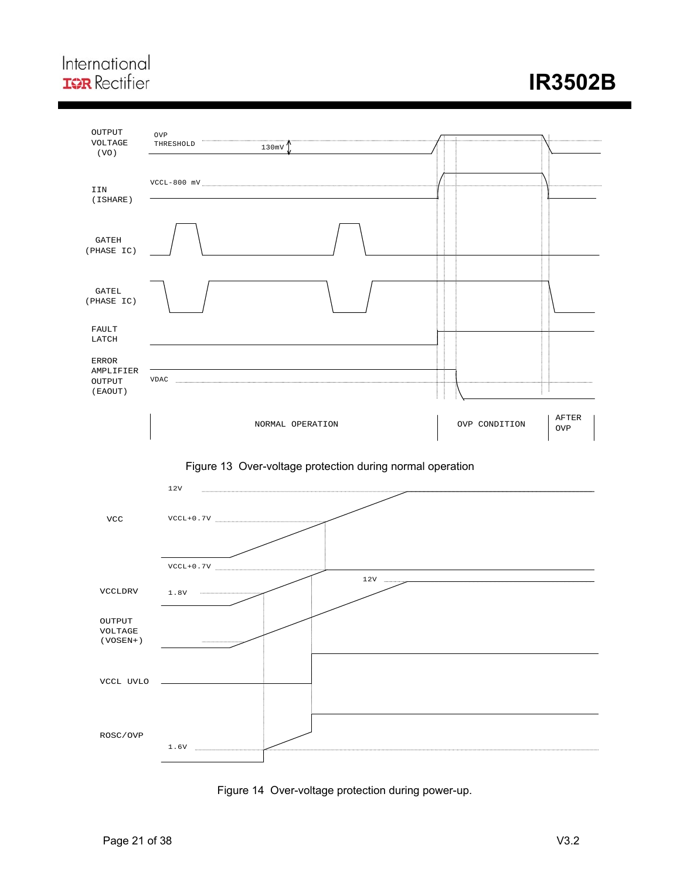OUTPUT VOLTAGE (VO) — OVP THRESHOLD — 130mV

IIN (ISHARE) — VCCL-800 mV

GATEH (PHASE IC)

GATEL (PHASE IC)

FAULT LATCH

ERROR AMPLIFIER OUTPUT (EAOUT) — VDAC

NORMAL OPERATION | OVP CONDITION | AFTER OVP

Figure 13 Over-voltage protection during normal operation

VCC — 12V — VCCL+0.7V

VCCLDRV — VCCL+0.7V — 1.8V — 12V

OUTPUT VOLTAGE (VOSEN+)

VCCL UVLO

ROSC/OVP — 1.6V

Figure 14 Over-voltage protection during power-up.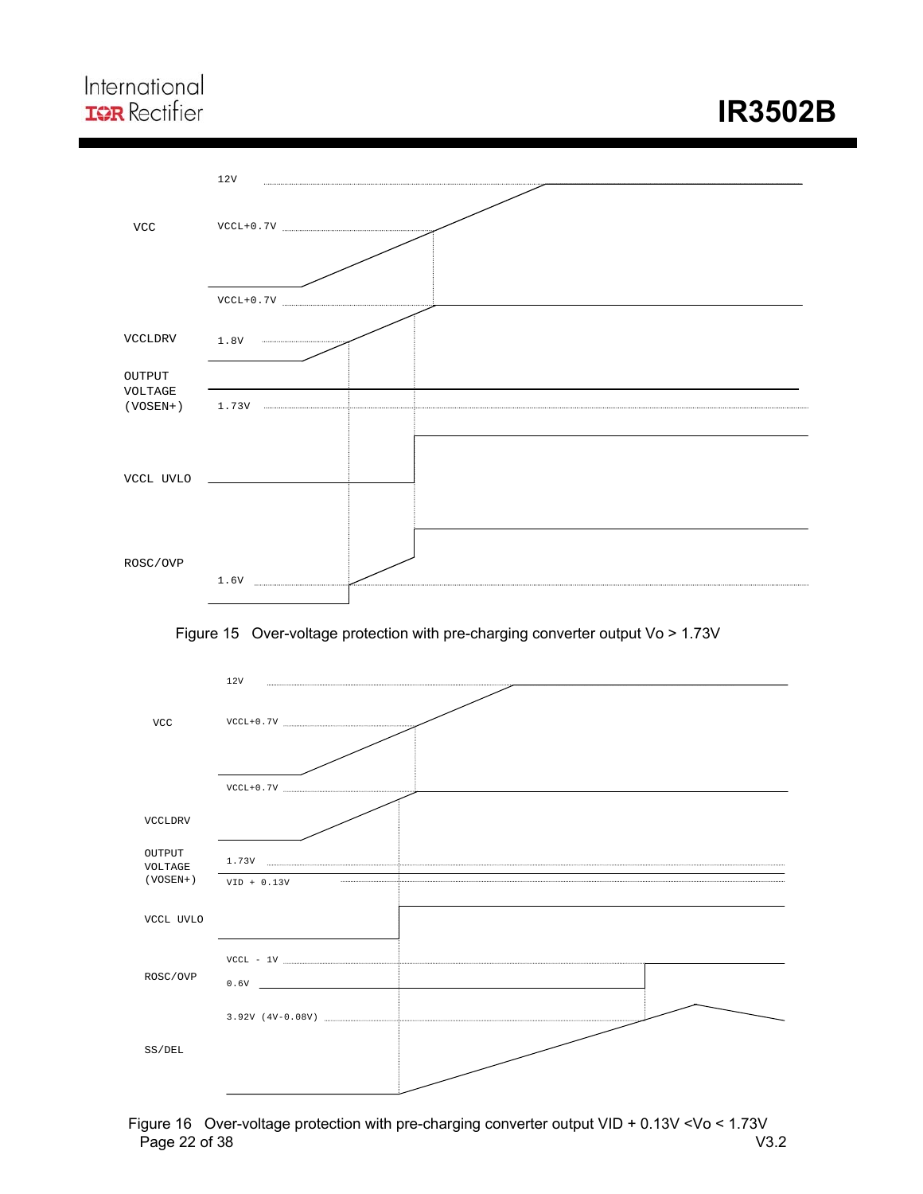Figure 15 Over-voltage protection with pre-charging converter output Vo > 1.73V

Figure 16 Over-voltage protection with pre-charging converter output VID + 0.13V <Vo < 1.73V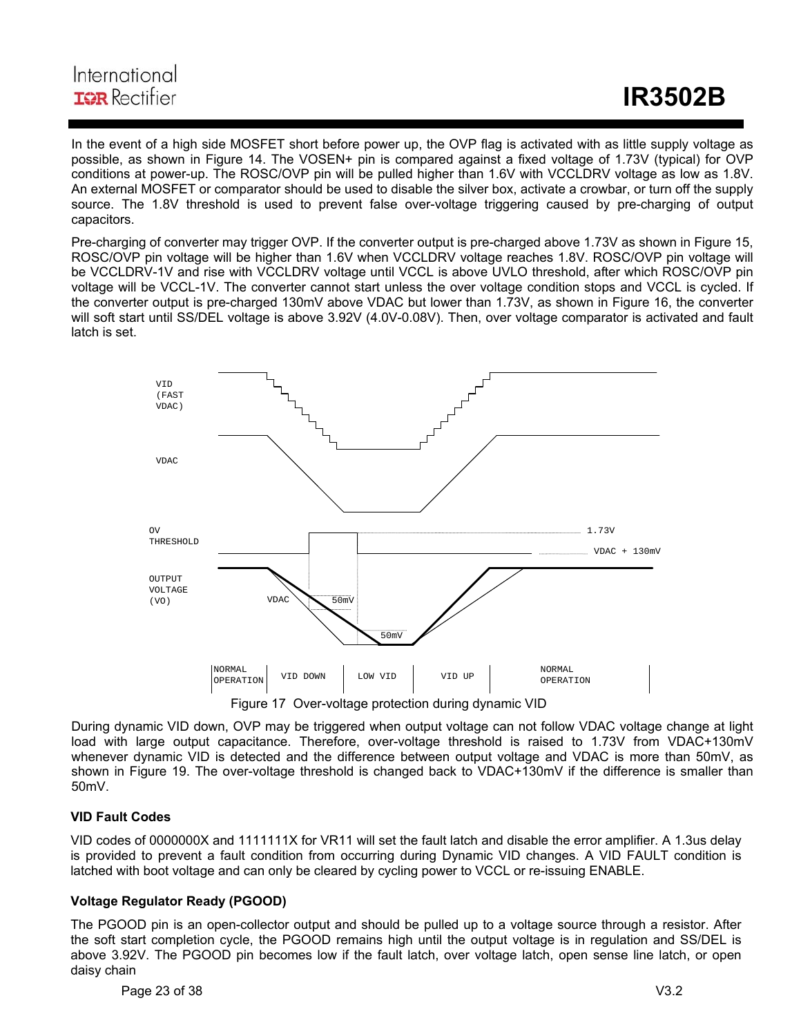In the event of a high side MOSFET short before power up, the OVP flag is activated with as little supply voltage as possible, as shown in Figure 14. The VOSEN+ pin is compared against a fixed voltage of 1.73V (typical) for OVP conditions at power-up. The ROSC/OVP pin will be pulled higher than 1.6V with VCCLDRV voltage as low as 1.8V. An external MOSFET or comparator should be used to disable the silver box, activate a crowbar, or turn off the supply source. The 1.8V threshold is used to prevent false over-voltage triggering caused by pre-charging of output capacitors.

Pre-charging of converter may trigger OVP. If the converter output is pre-charged above 1.73V as shown in Figure 15, ROSC/OVP pin voltage will be higher than 1.6V when VCCLDRV voltage reaches 1.8V. ROSC/OVP pin voltage will be VCCLDRV-1V and rise with VCCLDRV voltage until VCCL is above UVLO threshold, after which ROSC/OVP pin voltage will be VCCL-1V. The converter cannot start unless the over voltage condition stops and VCCL is cycled. If the converter output is pre-charged 130mV above VDAC but lower than 1.73V, as shown in Figure 16, the converter will soft start until SS/DEL voltage is above 3.92V (4.0V-0.08V). Then, over voltage comparator is activated and fault latch is set.

Figure 17 Over-voltage protection during dynamic VID

During dynamic VID down, OVP may be triggered when output voltage can not follow VDAC voltage change at light load with large output capacitance. Therefore, over-voltage threshold is raised to 1.73V from VDAC+130mV whenever dynamic VID is detected and the difference between output voltage and VDAC is more than 50mV, as shown in Figure 19. The over-voltage threshold is changed back to VDAC+130mV if the difference is smaller than 50mV.

**VID Fault Codes**

VID codes of 0000000X and 1111111X for VR11 will set the fault latch and disable the error amplifier. A 1.3us delay is provided to prevent a fault condition from occurring during Dynamic VID changes. A VID FAULT condition is latched with boot voltage and can only be cleared by cycling power to VCCL or re-issuing ENABLE.

**Voltage Regulator Ready (PGOOD)**

The PGOOD pin is an open-collector output and should be pulled up to a voltage source through a resistor. After the soft start completion cycle, the PGOOD remains high until the output voltage is in regulation and SS/DEL is above 3.92V. The PGOOD pin becomes low if the fault latch, over voltage latch, open sense line latch, or open daisy chain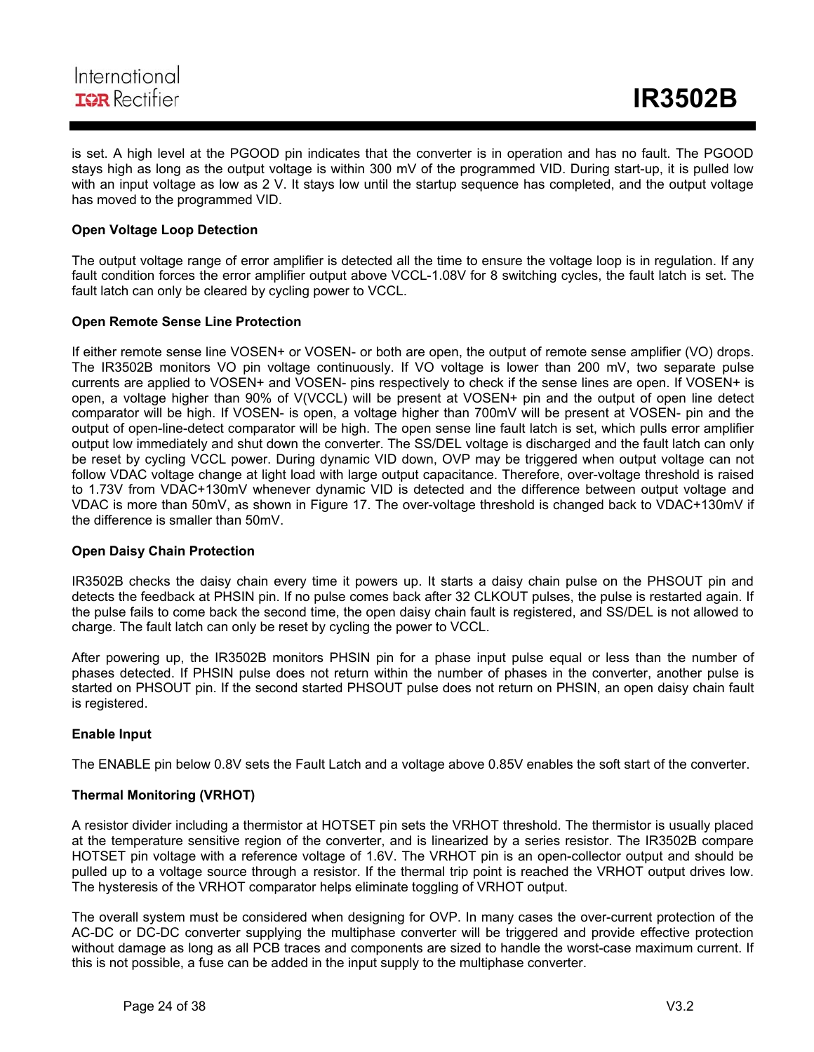is set. A high level at the PGOOD pin indicates that the converter is in operation and has no fault. The PGOOD stays high as long as the output voltage is within 300 mV of the programmed VID. During start-up, it is pulled low with an input voltage as low as 2 V. It stays low until the startup sequence has completed, and the output voltage has moved to the programmed VID.

### Open Voltage Loop Detection

The output voltage range of error amplifier is detected all the time to ensure the voltage loop is in regulation. If any fault condition forces the error amplifier output above VCCL-1.08V for 8 switching cycles, the fault latch is set. The fault latch can only be cleared by cycling power to VCCL.

### Open Remote Sense Line Protection

If either remote sense line VOSEN+ or VOSEN- or both are open, the output of remote sense amplifier (VO) drops. The IR3502B monitors VO pin voltage continuously. If VO voltage is lower than 200 mV, two separate pulse currents are applied to VOSEN+ and VOSEN- pins respectively to check if the sense lines are open. If VOSEN+ is open, a voltage higher than 90% of V(VCCL) will be present at VOSEN+ pin and the output of open line detect comparator will be high. If VOSEN- is open, a voltage higher than 700mV will be present at VOSEN- pin and the output of open-line-detect comparator will be high. The open sense line fault latch is set, which pulls error amplifier output low immediately and shut down the converter. The SS/DEL voltage is discharged and the fault latch can only be reset by cycling VCCL power. During dynamic VID down, OVP may be triggered when output voltage can not follow VDAC voltage change at light load with large output capacitance. Therefore, over-voltage threshold is raised to 1.73V from VDAC+130mV whenever dynamic VID is detected and the difference between output voltage and VDAC is more than 50mV, as shown in Figure 17. The over-voltage threshold is changed back to VDAC+130mV if the difference is smaller than 50mV.

### Open Daisy Chain Protection

IR3502B checks the daisy chain every time it powers up. It starts a daisy chain pulse on the PHSOUT pin and detects the feedback at PHSIN pin. If no pulse comes back after 32 CLKOUT pulses, the pulse is restarted again. If the pulse fails to come back the second time, the open daisy chain fault is registered, and SS/DEL is not allowed to charge. The fault latch can only be reset by cycling the power to VCCL.

After powering up, the IR3502B monitors PHSIN pin for a phase input pulse equal or less than the number of phases detected. If PHSIN pulse does not return within the number of phases in the converter, another pulse is started on PHSOUT pin. If the second started PHSOUT pulse does not return on PHSIN, an open daisy chain fault is registered.

### Enable Input

The ENABLE pin below 0.8V sets the Fault Latch and a voltage above 0.85V enables the soft start of the converter.

### Thermal Monitoring (VRHOT)

A resistor divider including a thermistor at HOTSET pin sets the VRHOT threshold. The thermistor is usually placed at the temperature sensitive region of the converter, and is linearized by a series resistor. The IR3502B compare HOTSET pin voltage with a reference voltage of 1.6V. The VRHOT pin is an open-collector output and should be pulled up to a voltage source through a resistor. If the thermal trip point is reached the VRHOT output drives low. The hysteresis of the VRHOT comparator helps eliminate toggling of VRHOT output.

The overall system must be considered when designing for OVP. In many cases the over-current protection of the AC-DC or DC-DC converter supplying the multiphase converter will be triggered and provide effective protection without damage as long as all PCB traces and components are sized to handle the worst-case maximum current. If this is not possible, a fuse can be added in the input supply to the multiphase converter.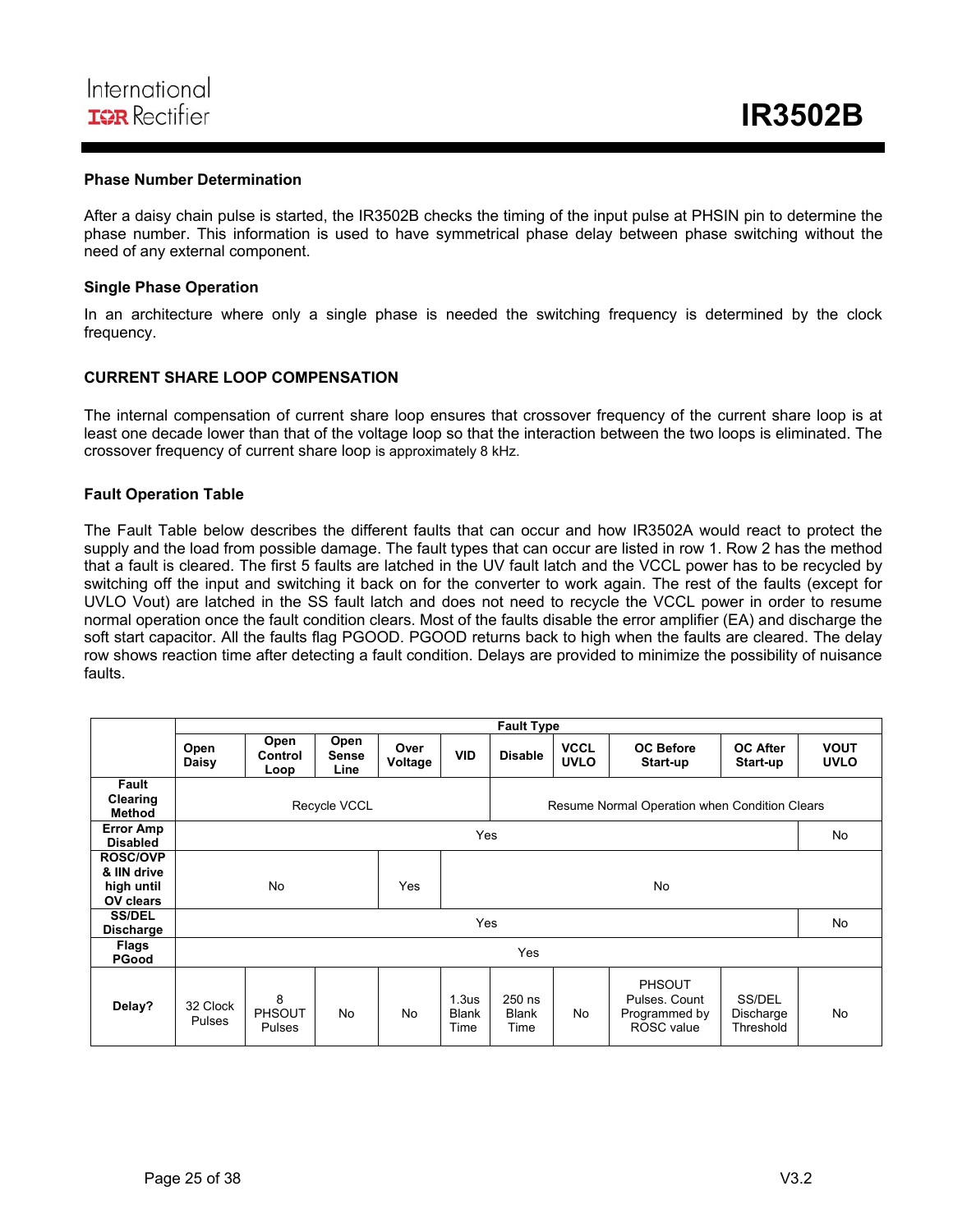### Phase Number Determination

After a daisy chain pulse is started, the IR3502B checks the timing of the input pulse at PHSIN pin to determine the phase number. This information is used to have symmetrical phase delay between phase switching without the need of any external component.

### Single Phase Operation

In an architecture where only a single phase is needed the switching frequency is determined by the clock frequency.

### CURRENT SHARE LOOP COMPENSATION

The internal compensation of current share loop ensures that crossover frequency of the current share loop is at least one decade lower than that of the voltage loop so that the interaction between the two loops is eliminated. The crossover frequency of current share loop is approximately 8 kHz.

### Fault Operation Table

The Fault Table below describes the different faults that can occur and how IR3502A would react to protect the supply and the load from possible damage. The fault types that can occur are listed in row 1. Row 2 has the method that a fault is cleared. The first 5 faults are latched in the UV fault latch and the VCCL power has to be recycled by switching off the input and switching it back on for the converter to work again. The rest of the faults (except for UVLO Vout) are latched in the SS fault latch and does not need to recycle the VCCL power in order to resume normal operation once the fault condition clears. Most of the faults disable the error amplifier (EA) and discharge the soft start capacitor. All the faults flag PGOOD. PGOOD returns back to high when the faults are cleared. The delay row shows reaction time after detecting a fault condition. Delays are provided to minimize the possibility of nuisance faults.

| | Fault Type | | | | | | | | | |
|---|---|---|---|---|---|---|---|---|---|---|
| | **Open Daisy** | **Open Control Loop** | **Open Sense Line** | **Over Voltage** | **VID** | **Disable** | **VCCL UVLO** | **OC Before Start-up** | **OC After Start-up** | **VOUT UVLO** |
| **Fault Clearing Method** | Recycle VCCL | | | | | Resume Normal Operation when Condition Clears | | | | |
| **Error Amp Disabled** | Yes | | | | | | | | | No |
| **ROSC/OVP & IIN drive high until OV clears** | No | | | Yes | No | | | | | |
| **SS/DEL Discharge** | Yes | | | | | | | | | No |
| **Flags PGood** | Yes | | | | | | | | | |
| **Delay?** | 32 Clock Pulses | 8 PHSOUT Pulses | No | No | 1.3us Blank Time | 250 ns Blank Time | No | PHSOUT Pulses. Count Programmed by ROSC value | SS/DEL Discharge Threshold | No |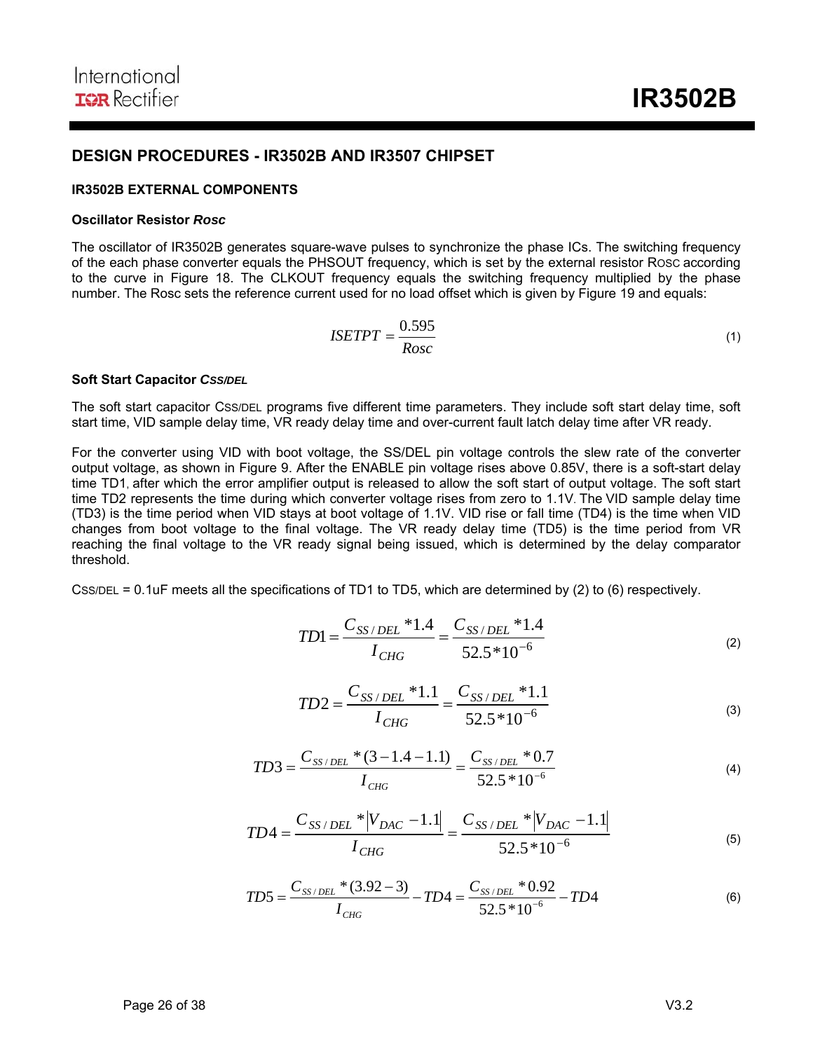## DESIGN PROCEDURES - IR3502B AND IR3507 CHIPSET

### IR3502B EXTERNAL COMPONENTS

#### Oscillator Resistor *Rosc*

The oscillator of IR3502B generates square-wave pulses to synchronize the phase ICs. The switching frequency of the each phase converter equals the PHSOUT frequency, which is set by the external resistor ROSC according to the curve in Figure 18. The CLKOUT frequency equals the switching frequency multiplied by the phase number. The Rosc sets the reference current used for no load offset which is given by Figure 19 and equals:

$$ISETPT = \frac{0.595}{Rosc} \tag{1}$$

#### Soft Start Capacitor *CSS/DEL*

The soft start capacitor CSS/DEL programs five different time parameters. They include soft start delay time, soft start time, VID sample delay time, VR ready delay time and over-current fault latch delay time after VR ready.

For the converter using VID with boot voltage, the SS/DEL pin voltage controls the slew rate of the converter output voltage, as shown in Figure 9. After the ENABLE pin voltage rises above 0.85V, there is a soft-start delay time TD1, after which the error amplifier output is released to allow the soft start of output voltage. The soft start time TD2 represents the time during which converter voltage rises from zero to 1.1V. The VID sample delay time (TD3) is the time period when VID stays at boot voltage of 1.1V. VID rise or fall time (TD4) is the time when VID changes from boot voltage to the final voltage. The VR ready delay time (TD5) is the time period from VR reaching the final voltage to the VR ready signal being issued, which is determined by the delay comparator threshold.

CSS/DEL = 0.1uF meets all the specifications of TD1 to TD5, which are determined by (2) to (6) respectively.

$$TD1 = \frac{C_{SS/DEL} * 1.4}{I_{CHG}} = \frac{C_{SS/DEL} * 1.4}{52.5 * 10^{-6}} \tag{2}$$

$$TD2 = \frac{C_{SS/DEL} * 1.1}{I_{CHG}} = \frac{C_{SS/DEL} * 1.1}{52.5 * 10^{-6}} \tag{3}$$

$$TD3 = \frac{C_{SS/DEL} * (3 - 1.4 - 1.1)}{I_{CHG}} = \frac{C_{SS/DEL} * 0.7}{52.5 * 10^{-6}} \tag{4}$$

$$TD4 = \frac{C_{SS/DEL} * |V_{DAC} - 1.1|}{I_{CHG}} = \frac{C_{SS/DEL} * |V_{DAC} - 1.1|}{52.5 * 10^{-6}} \tag{5}$$

$$TD5 = \frac{C_{SS/DEL} * (3.92 - 3)}{I_{CHG}} - TD4 = \frac{C_{SS/DEL} * 0.92}{52.5 * 10^{-6}} - TD4 \tag{6}$$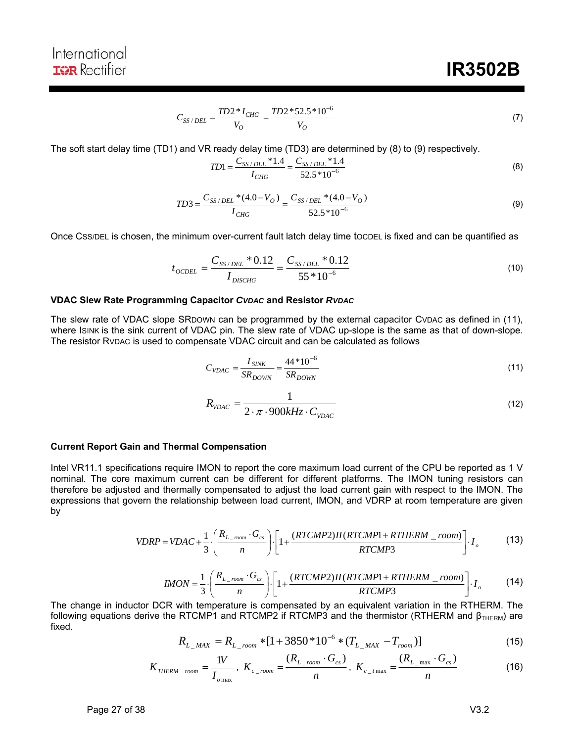$$C_{SS/DEL} = \frac{TD2 * I_{CHG}}{V_O} = \frac{TD2 * 52.5 * 10^{-6}}{V_O} \tag{7}$$

The soft start delay time (TD1) and VR ready delay time (TD3) are determined by (8) to (9) respectively.

$$TD1 = \frac{C_{SS/DEL} * 1.4}{I_{CHG}} = \frac{C_{SS/DEL} * 1.4}{52.5 * 10^{-6}} \tag{8}$$

$$TD3 = \frac{C_{SS/DEL} * (4.0 - V_O)}{I_{CHG}} = \frac{C_{SS/DEL} * (4.0 - V_O)}{52.5 * 10^{-6}} \tag{9}$$

Once $C_{SS/DEL}$ is chosen, the minimum over-current fault latch delay time $t_{OCDEL}$ is fixed and can be quantified as

$$t_{OCDEL} = \frac{C_{SS/DEL} * 0.12}{I_{DISCHG}} = \frac{C_{SS/DEL} * 0.12}{55 * 10^{-6}} \tag{10}$$

**VDAC Slew Rate Programming Capacitor *$C_{VDAC}$* and Resistor *$R_{VDAC}$***

The slew rate of VDAC slope $SR_{DOWN}$ can be programmed by the external capacitor $C_{VDAC}$ as defined in (11), where $I_{SINK}$ is the sink current of VDAC pin. The slew rate of VDAC up-slope is the same as that of down-slope. The resistor $R_{VDAC}$ is used to compensate VDAC circuit and can be calculated as follows

$$C_{VDAC} = \frac{I_{SINK}}{SR_{DOWN}} = \frac{44 * 10^{-6}}{SR_{DOWN}} \tag{11}$$

$$R_{VDAC} = \frac{1}{2 \cdot \pi \cdot 900kHz \cdot C_{VDAC}} \tag{12}$$

**Current Report Gain and Thermal Compensation**

Intel VR11.1 specifications require IMON to report the core maximum load current of the CPU be reported as 1 V nominal. The core maximum current can be different for different platforms. The IMON tuning resistors can therefore be adjusted and thermally compensated to adjust the load current gain with respect to the IMON. The expressions that govern the relationship between load current, IMON, and VDRP at room temperature are given by

$$VDRP = VDAC + \frac{1}{3} \cdot \left( \frac{R_{L\_room} \cdot G_{cs}}{n} \right) \cdot \left[ 1 + \frac{(RTCMP2) II (RTCMP1 + RTHERM\_room)}{RTCMP3} \right] \cdot I_o \tag{13}$$

$$IMON = \frac{1}{3} \cdot \left( \frac{R_{L\_room} \cdot G_{cs}}{n} \right) \cdot \left[ 1 + \frac{(RTCMP2) II (RTCMP1 + RTHERM\_room)}{RTCMP3} \right] \cdot I_o \tag{14}$$

The change in inductor DCR with temperature is compensated by an equivalent variation in the RTHERM. The following equations derive the RTCMP1 and RTCMP2 if RTCMP3 and the thermistor (RTHERM and $\beta_{THERM}$) are fixed.

$$R_{L\_MAX} = R_{L\_room} * [1 + 3850 * 10^{-6} * (T_{L\_MAX} - T_{room})] \tag{15}$$

$$K_{THERM\_room} = \frac{1V}{I_{o\max}}, \; K_{c\_room} = \frac{(R_{L\_room} \cdot G_{cs})}{n}, \; K_{c\_t\max} = \frac{(R_{L\_\max} \cdot G_{cs})}{n} \tag{16}$$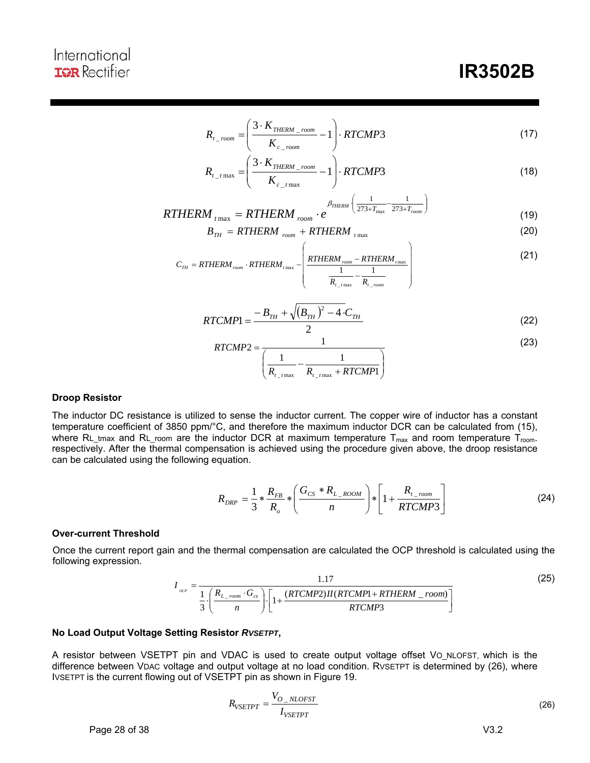$$R_{t\_room} = \left( \frac{3 \cdot K_{THERM\_room}}{K_{c\_room}} - 1 \right) \cdot RTCMP3 \tag{17}$$

$$R_{t\_t\max} = \left( \frac{3 \cdot K_{THERM\_room}}{K_{c\_t\max}} - 1 \right) \cdot RTCMP3 \tag{18}$$

$$RTHERM_{t\max} = RTHERM_{room} \cdot e^{\beta_{THERM} \cdot \left( \frac{1}{273+T_{\max}} - \frac{1}{273+T_{room}} \right)} \tag{19}$$

$$B_{TH} = RTHERM_{room} + RTHERM_{t\max} \tag{20}$$

$$C_{TH} = RTHERM_{room} \cdot RTHERM_{t\max} - \left( \frac{RTHERM_{room} - RTHERM_{t\max}}{\frac{1}{R_{t\_t\max}} - \frac{1}{R_{t\_room}}} \right) \tag{21}$$

$$RTCMP1 = \frac{-B_{TH} + \sqrt{(B_{TH})^2 - 4 \cdot C_{TH}}}{2} \tag{22}$$

$$RTCMP2 = \frac{1}{\left( \frac{1}{R_{t\_t\max}} - \frac{1}{R_{t\_t\max} + RTCMP1} \right)} \tag{23}$$

**Droop Resistor**

The inductor DC resistance is utilized to sense the inductor current. The copper wire of inductor has a constant temperature coefficient of 3850 ppm/°C, and therefore the maximum inductor DCR can be calculated from (15), where $R_{L\_tmax}$ and $R_{L\_room}$ are the inductor DCR at maximum temperature $T_{max}$ and room temperature $T_{room}$. respectively. After the thermal compensation is achieved using the procedure given above, the droop resistance can be calculated using the following equation.

$$R_{DRP} = \frac{1}{3} * \frac{R_{FB}}{R_o} * \left( \frac{G_{CS} * R_{L\_ROOM}}{n} \right) * \left[ 1 + \frac{R_{t\_room}}{RTCMP3} \right] \tag{24}$$

**Over-current Threshold**

Once the current report gain and the thermal compensation are calculated the OCP threshold is calculated using the following expression.

$$I_{OCP} = \frac{1.17}{\frac{1}{3} \cdot \left( \frac{R_{L\_room} \cdot G_{cs}}{n} \right) \cdot \left[ 1 + \frac{(RTCMP2) // (RTCMP1 + RTHERM\_room)}{RTCMP3} \right]} \tag{25}$$

**No Load Output Voltage Setting Resistor *RVSETPT*,**

A resistor between VSETPT pin and VDAC is used to create output voltage offset $V_{O\_NLOFST}$, which is the difference between $V_{DAC}$ voltage and output voltage at no load condition. $R_{VSETPT}$ is determined by (26), where $I_{VSETPT}$ is the current flowing out of VSETPT pin as shown in Figure 19.

$$R_{VSETPT} = \frac{V_{O\_NLOFST}}{I_{VSETPT}} \tag{26}$$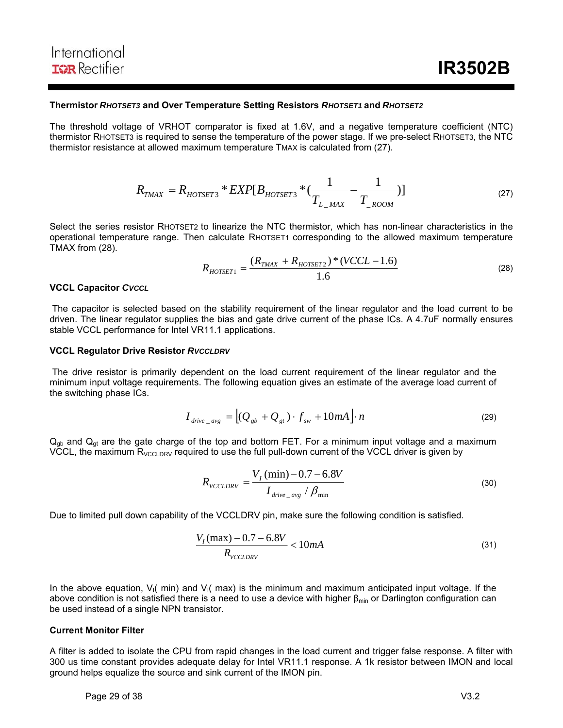### Thermistor $R_{HOTSET3}$ and Over Temperature Setting Resistors $R_{HOTSET1}$ and $R_{HOTSET2}$

The threshold voltage of VRHOT comparator is fixed at 1.6V, and a negative temperature coefficient (NTC) thermistor $R_{HOTSET3}$ is required to sense the temperature of the power stage. If we pre-select $R_{HOTSET3}$, the NTC thermistor resistance at allowed maximum temperature $T_{MAX}$ is calculated from (27).

$$R_{TMAX} = R_{HOTSET3} * EXP[B_{HOTSET3} * (\frac{1}{T_{L\_MAX}} - \frac{1}{T_{\_ROOM}})] \tag{27}$$

Select the series resistor $R_{HOTSET2}$ to linearize the NTC thermistor, which has non-linear characteristics in the operational temperature range. Then calculate $R_{HOTSET1}$ corresponding to the allowed maximum temperature TMAX from (28).

$$R_{HOTSET1} = \frac{(R_{TMAX} + R_{HOTSET2}) * (VCCL - 1.6)}{1.6} \tag{28}$$

### VCCL Capacitor $C_{VCCL}$

The capacitor is selected based on the stability requirement of the linear regulator and the load current to be driven. The linear regulator supplies the bias and gate drive current of the phase ICs. A 4.7uF normally ensures stable VCCL performance for Intel VR11.1 applications.

### VCCL Regulator Drive Resistor $R_{VCCLDRV}$

The drive resistor is primarily dependent on the load current requirement of the linear regulator and the minimum input voltage requirements. The following equation gives an estimate of the average load current of the switching phase ICs.

$$I_{drive\_avg} = \left[(Q_{gb} + Q_{gt}) \cdot f_{sw} + 10mA\right] \cdot n \tag{29}$$

$Q_{gb}$ and $Q_{gt}$ are the gate charge of the top and bottom FET. For a minimum input voltage and a maximum VCCL, the maximum $R_{VCCLDRV}$ required to use the full pull-down current of the VCCL driver is given by

$$R_{VCCLDRV} = \frac{V_I(\min) - 0.7 - 6.8V}{I_{drive\_avg} / \beta_{\min}} \tag{30}$$

Due to limited pull down capability of the VCCLDRV pin, make sure the following condition is satisfied.

$$\frac{V_I(\max) - 0.7 - 6.8V}{R_{VCCLDRV}} < 10mA \tag{31}$$

In the above equation, $V_I$( min) and $V_I$( max) is the minimum and maximum anticipated input voltage. If the above condition is not satisfied there is a need to use a device with higher $\beta_{min}$ or Darlington configuration can be used instead of a single NPN transistor.

### Current Monitor Filter

A filter is added to isolate the CPU from rapid changes in the load current and trigger false response. A filter with 300 us time constant provides adequate delay for Intel VR11.1 response. A 1k resistor between IMON and local ground helps equalize the source and sink current of the IMON pin.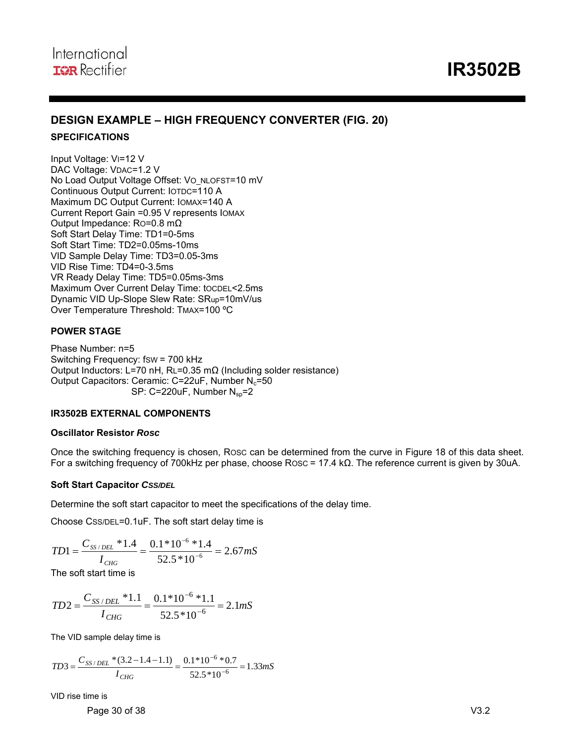## DESIGN EXAMPLE – HIGH FREQUENCY CONVERTER (FIG. 20)

### SPECIFICATIONS

Input Voltage: $V_I$=12 V
DAC Voltage: $V_{DAC}$=1.2 V
No Load Output Voltage Offset: $V_{O\_NLOFST}$=10 mV
Continuous Output Current: $I_{OTDC}$=110 A
Maximum DC Output Current: $I_{OMAX}$=140 A
Current Report Gain =0.95 V represents $I_{OMAX}$
Output Impedance: $R_O$=0.8 mΩ
Soft Start Delay Time: TD1=0-5ms
Soft Start Time: TD2=0.05ms-10ms
VID Sample Delay Time: TD3=0.05-3ms
VID Rise Time: TD4=0-3.5ms
VR Ready Delay Time: TD5=0.05ms-3ms
Maximum Over Current Delay Time: $t_{OCDEL}$<2.5ms
Dynamic VID Up-Slope Slew Rate: $SR_{up}$=10mV/us
Over Temperature Threshold: $T_{MAX}$=100 ºC

### POWER STAGE

Phase Number: n=5
Switching Frequency: $f_{SW}$ = 700 kHz
Output Inductors: L=70 nH, $R_L$=0.35 mΩ (Including solder resistance)
Output Capacitors: Ceramic: C=22uF, Number $N_c$=50
SP: C=220uF, Number $N_{sp}$=2

### IR3502B EXTERNAL COMPONENTS

#### Oscillator Resistor *Rosc*

Once the switching frequency is chosen, $R_{OSC}$ can be determined from the curve in Figure 18 of this data sheet. For a switching frequency of 700kHz per phase, choose $R_{OSC}$ = 17.4 kΩ. The reference current is given by 30uA.

#### Soft Start Capacitor *$C_{SS/DEL}$*

Determine the soft start capacitor to meet the specifications of the delay time.

Choose $C_{SS/DEL}$=0.1uF. The soft start delay time is

$$TD1 = \frac{C_{SS/DEL} * 1.4}{I_{CHG}} = \frac{0.1*10^{-6}*1.4}{52.5*10^{-6}} = 2.67mS$$

The soft start time is

$$TD2 = \frac{C_{SS/DEL} * 1.1}{I_{CHG}} = \frac{0.1*10^{-6}*1.1}{52.5*10^{-6}} = 2.1mS$$

The VID sample delay time is

$$TD3 = \frac{C_{SS/DEL} * (3.2 - 1.4 - 1.1)}{I_{CHG}} = \frac{0.1*10^{-6}*0.7}{52.5*10^{-6}} = 1.33mS$$

VID rise time is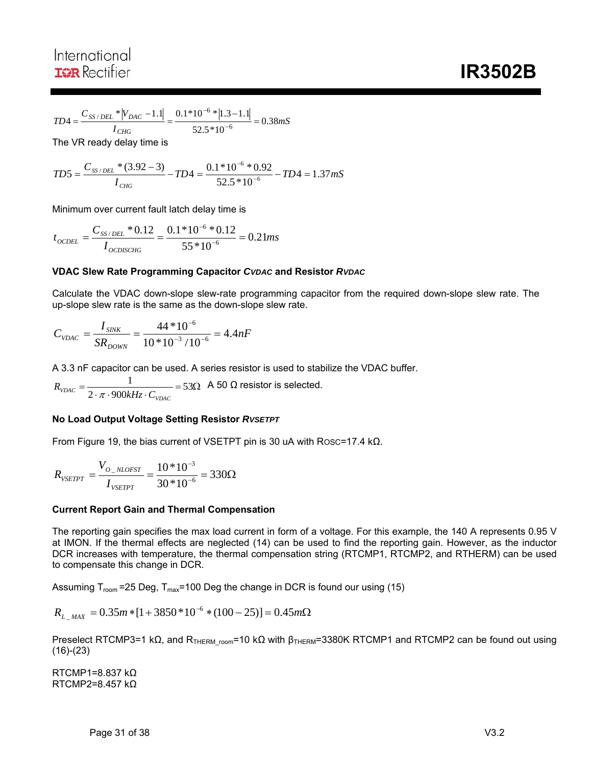$$TD4 = \frac{C_{SS/DEL} * |V_{DAC} - 1.1|}{I_{CHG}} = \frac{0.1*10^{-6} * |1.3 - 1.1|}{52.5*10^{-6}} = 0.38mS$$

The VR ready delay time is

$$TD5 = \frac{C_{SS/DEL} * (3.92 - 3)}{I_{CHG}} - TD4 = \frac{0.1*10^{-6} * 0.92}{52.5*10^{-6}} - TD4 = 1.37mS$$

Minimum over current fault latch delay time is

$$t_{OCDEL} = \frac{C_{SS/DEL} * 0.12}{I_{OCDISCHG}} = \frac{0.1*10^{-6} * 0.12}{55*10^{-6}} = 0.21ms$$

**VDAC Slew Rate Programming Capacitor *CVDAC* and Resistor *RVDAC***

Calculate the VDAC down-slope slew-rate programming capacitor from the required down-slope slew rate. The up-slope slew rate is the same as the down-slope slew rate.

$$C_{VDAC} = \frac{I_{SINK}}{SR_{DOWN}} = \frac{44*10^{-6}}{10*10^{-3}/10^{-6}} = 4.4nF$$

A 3.3 nF capacitor can be used. A series resistor is used to stabilize the VDAC buffer.

$R_{VDAC} = \frac{1}{2 \cdot \pi \cdot 900kHz \cdot C_{VDAC}} = 53\Omega$ A 50 Ω resistor is selected.

**No Load Output Voltage Setting Resistor *RVSETPT***

From Figure 19, the bias current of VSETPT pin is 30 uA with ROSC=17.4 kΩ.

$$R_{VSETPT} = \frac{V_{O\_NLOFST}}{I_{VSETPT}} = \frac{10*10^{-3}}{30*10^{-6}} = 330\Omega$$

**Current Report Gain and Thermal Compensation**

The reporting gain specifies the max load current in form of a voltage. For this example, the 140 A represents 0.95 V at IMON. If the thermal effects are neglected (14) can be used to find the reporting gain. However, as the inductor DCR increases with temperature, the thermal compensation string (RTCMP1, RTCMP2, and RTHERM) can be used to compensate this change in DCR.

Assuming $T_{room}$=25 Deg, $T_{max}$=100 Deg the change in DCR is found our using (15)

$$R_{L\_MAX} = 0.35m * [1 + 3850*10^{-6} * (100 - 25)] = 0.45m\Omega$$

Preselect RTCMP3=1 kΩ, and $R_{THERM\_room}$=10 kΩ with $\beta_{THERM}$=3380K RTCMP1 and RTCMP2 can be found out using (16)-(23)

RTCMP1=8.837 kΩ
RTCMP2=8.457 kΩ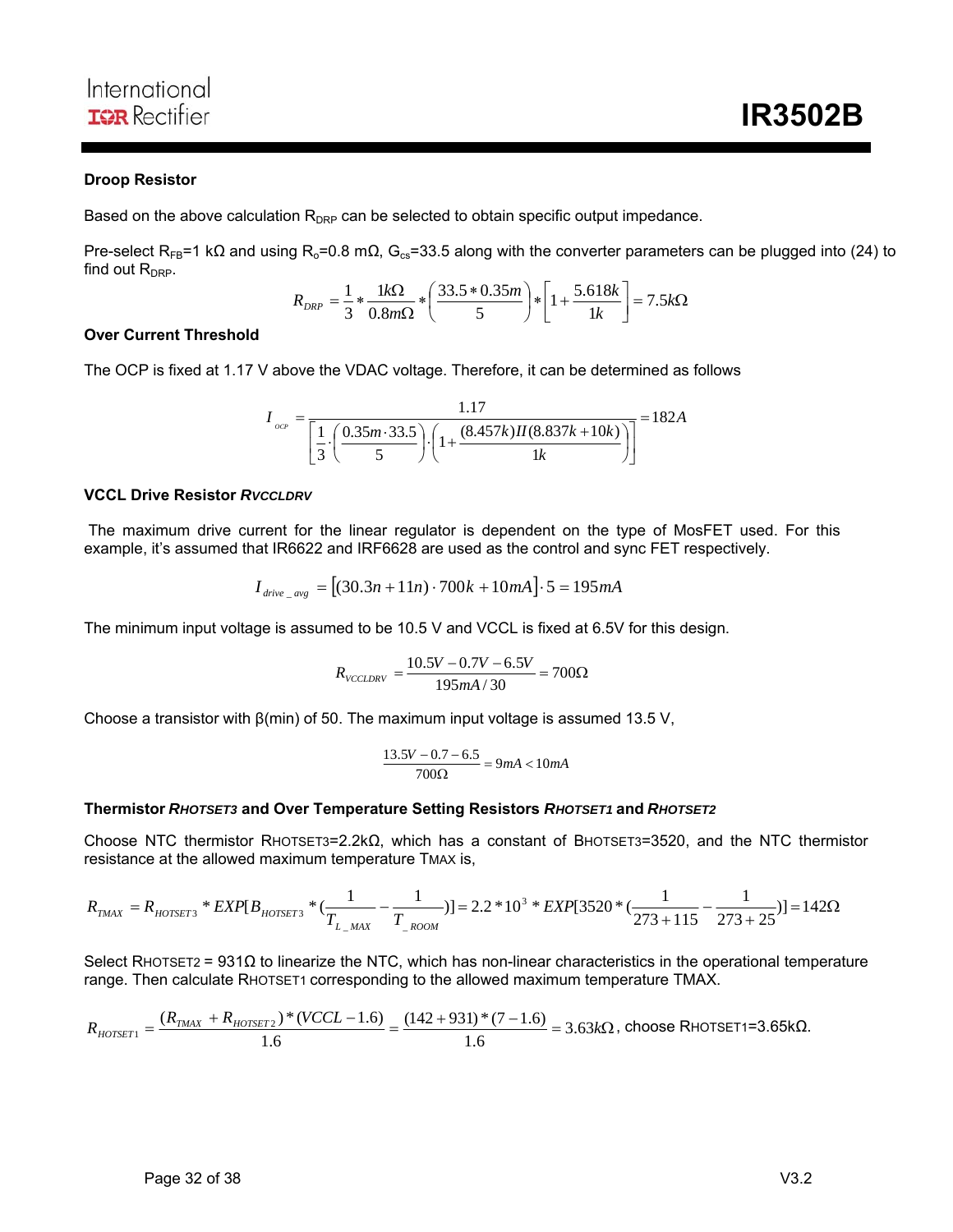### Droop Resistor

Based on the above calculation $R_{DRP}$ can be selected to obtain specific output impedance.

Pre-select $R_{FB}$=1 kΩ and using $R_o$=0.8 mΩ, $G_{cs}$=33.5 along with the converter parameters can be plugged into (24) to find out $R_{DRP}$.

$$R_{DRP} = \frac{1}{3} * \frac{1k\Omega}{0.8m\Omega} * \left(\frac{33.5 * 0.35m}{5}\right) * \left[1 + \frac{5.618k}{1k}\right] = 7.5k\Omega$$

### Over Current Threshold

The OCP is fixed at 1.17 V above the VDAC voltage. Therefore, it can be determined as follows

$$I_{OCP} = \frac{1.17}{\left[\frac{1}{3} \cdot \left(\frac{0.35m \cdot 33.5}{5}\right) \cdot \left(1 + \frac{(8.457k) II (8.837k + 10k)}{1k}\right)\right]} = 182A$$

### VCCL Drive Resistor *RVCCLDRV*

The maximum drive current for the linear regulator is dependent on the type of MosFET used. For this example, it's assumed that IR6622 and IRF6628 are used as the control and sync FET respectively.

$$I_{drive\_avg} = \left[(30.3n + 11n) \cdot 700k + 10mA\right] \cdot 5 = 195mA$$

The minimum input voltage is assumed to be 10.5 V and VCCL is fixed at 6.5V for this design.

$$R_{VCCLDRV} = \frac{10.5V - 0.7V - 6.5V}{195mA / 30} = 700\Omega$$

Choose a transistor with β(min) of 50. The maximum input voltage is assumed 13.5 V,

$$\frac{13.5V - 0.7 - 6.5}{700\Omega} = 9mA < 10mA$$

### Thermistor *RHOTSET3* and Over Temperature Setting Resistors *RHOTSET1* and *RHOTSET2*

Choose NTC thermistor RHOTSET3=2.2kΩ, which has a constant of BHOTSET3=3520, and the NTC thermistor resistance at the allowed maximum temperature TMAX is,

$$R_{TMAX} = R_{HOTSET3} * EXP[B_{HOTSET3} * (\frac{1}{T_{L\_MAX}} - \frac{1}{T_{\_ROOM}})] = 2.2 * 10^3 * EXP[3520 * (\frac{1}{273 + 115} - \frac{1}{273 + 25})] = 142\Omega$$

Select RHOTSET2 = 931Ω to linearize the NTC, which has non-linear characteristics in the operational temperature range. Then calculate RHOTSET1 corresponding to the allowed maximum temperature TMAX.

$$R_{HOTSET1} = \frac{(R_{TMAX} + R_{HOTSET2}) * (VCCL - 1.6)}{1.6} = \frac{(142 + 931) * (7 - 1.6)}{1.6} = 3.63k\Omega$$, choose RHOTSET1=3.65kΩ.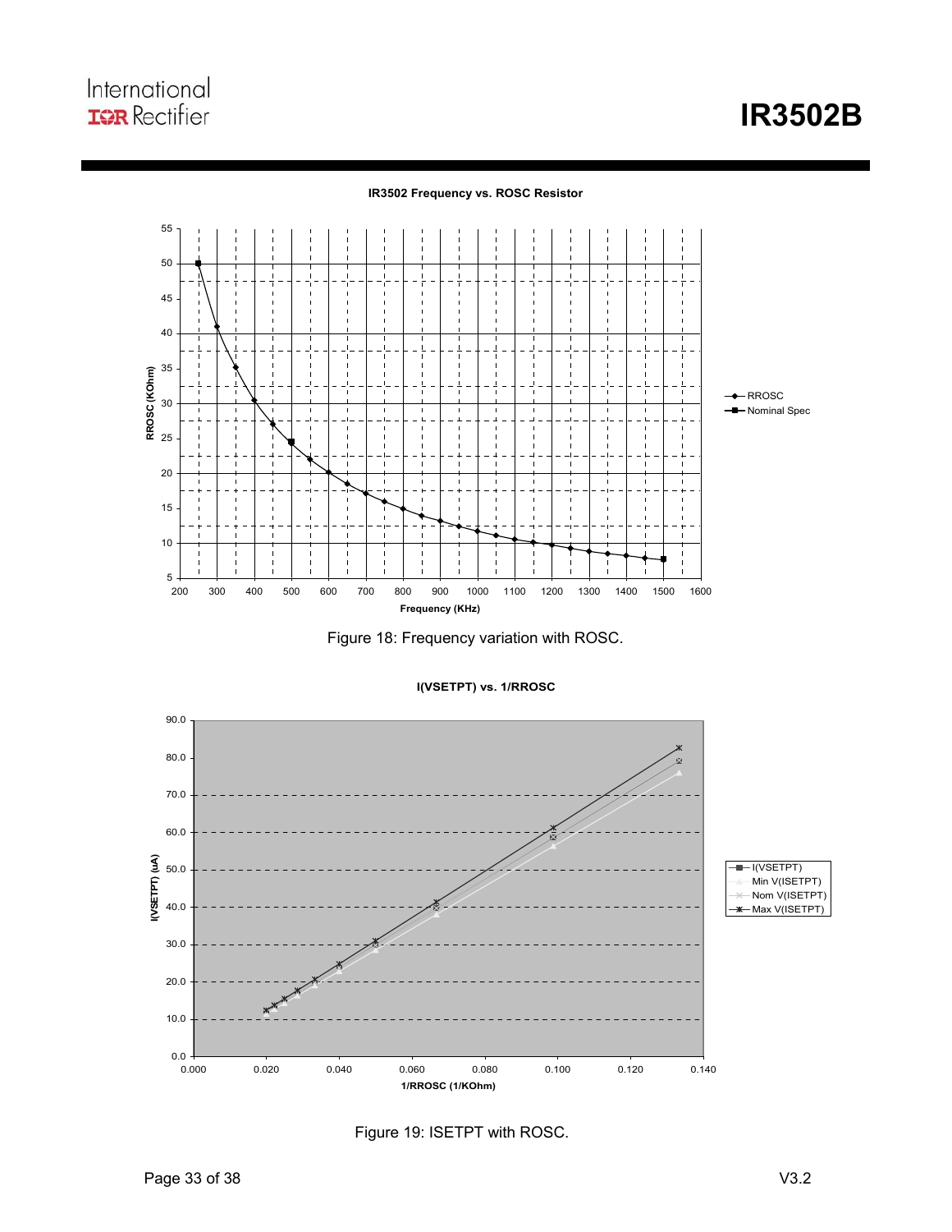**IR3502 Frequency vs. ROSC Resistor**

Figure 18: Frequency variation with ROSC.

**I(VSETPT) vs. 1/RROSC**

Figure 19: ISETPT with ROSC.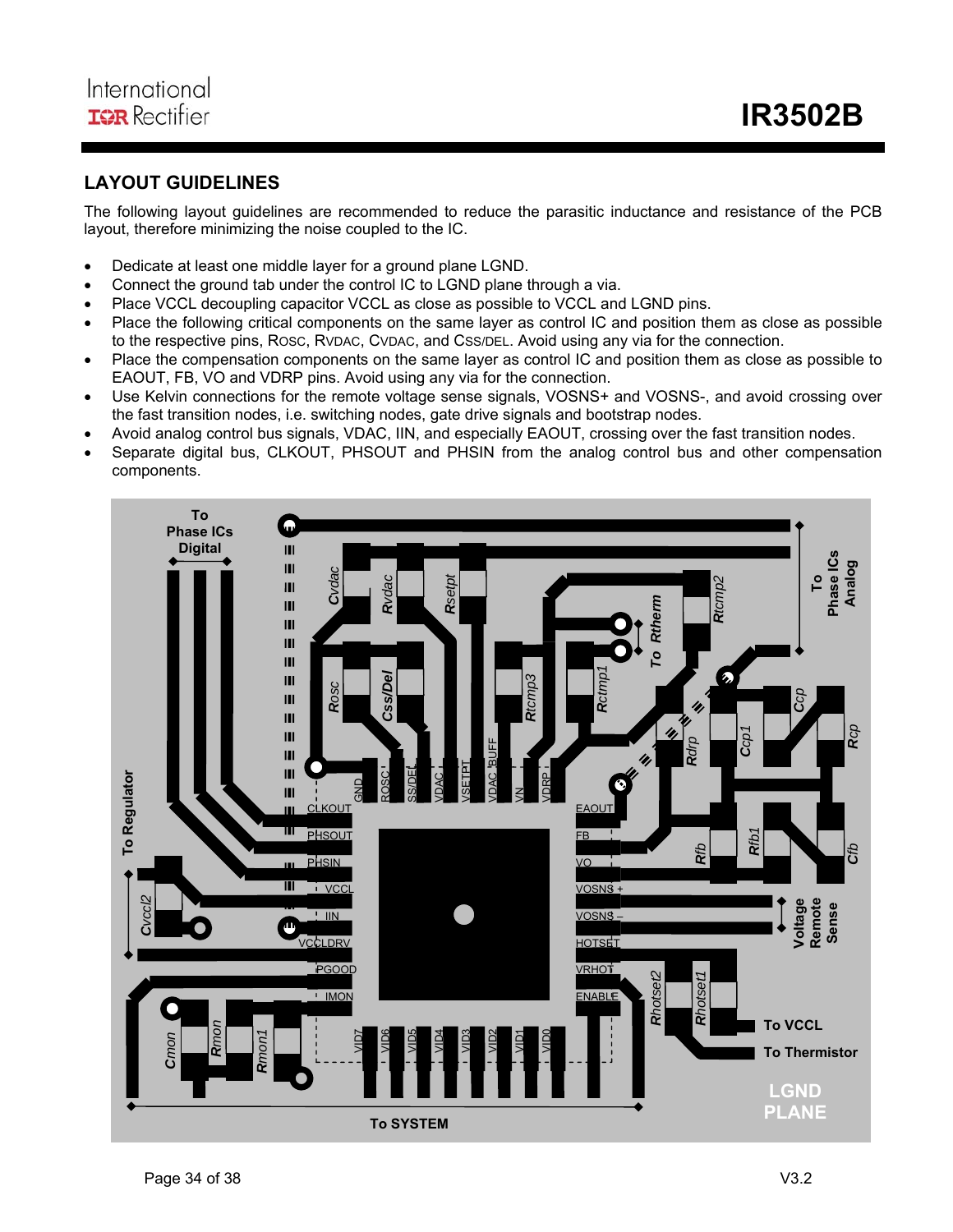## LAYOUT GUIDELINES

The following layout guidelines are recommended to reduce the parasitic inductance and resistance of the PCB layout, therefore minimizing the noise coupled to the IC.

- Dedicate at least one middle layer for a ground plane LGND.
- Connect the ground tab under the control IC to LGND plane through a via.
- Place VCCL decoupling capacitor VCCL as close as possible to VCCL and LGND pins.
- Place the following critical components on the same layer as control IC and position them as close as possible to the respective pins, $R_{OSC}$, $R_{VDAC}$, $C_{VDAC}$, and $C_{SS/DEL}$. Avoid using any via for the connection.
- Place the compensation components on the same layer as control IC and position them as close as possible to EAOUT, FB, VO and VDRP pins. Avoid using any via for the connection.
- Use Kelvin connections for the remote voltage sense signals, VOSNS+ and VOSNS-, and avoid crossing over the fast transition nodes, i.e. switching nodes, gate drive signals and bootstrap nodes.
- Avoid analog control bus signals, VDAC, IIN, and especially EAOUT, crossing over the fast transition nodes.
- Separate digital bus, CLKOUT, PHSOUT and PHSIN from the analog control bus and other compensation components.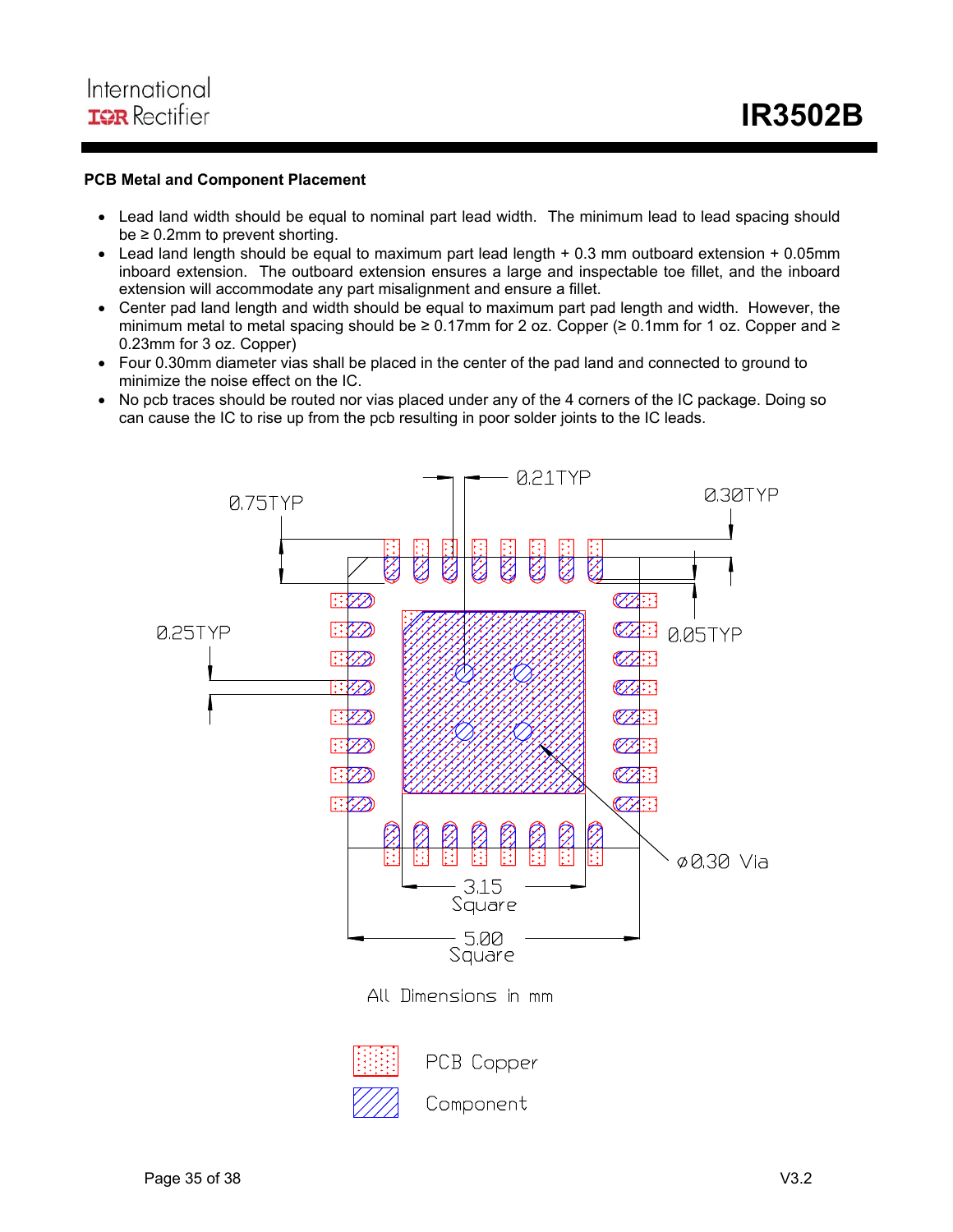**PCB Metal and Component Placement**

- Lead land width should be equal to nominal part lead width. The minimum lead to lead spacing should be ≥ 0.2mm to prevent shorting.
- Lead land length should be equal to maximum part lead length + 0.3 mm outboard extension + 0.05mm inboard extension. The outboard extension ensures a large and inspectable toe fillet, and the inboard extension will accommodate any part misalignment and ensure a fillet.
- Center pad land length and width should be equal to maximum part pad length and width. However, the minimum metal to metal spacing should be ≥ 0.17mm for 2 oz. Copper (≥ 0.1mm for 1 oz. Copper and ≥ 0.23mm for 3 oz. Copper)
- Four 0.30mm diameter vias shall be placed in the center of the pad land and connected to ground to minimize the noise effect on the IC.
- No pcb traces should be routed nor vias placed under any of the 4 corners of the IC package. Doing so can cause the IC to rise up from the pcb resulting in poor solder joints to the IC leads.

0.21TYP
0.75TYP
0.30TYP
0.25TYP
0.05TYP
ø0.30 Via
3.15 Square
5.00 Square

All Dimensions in mm

PCB Copper
Component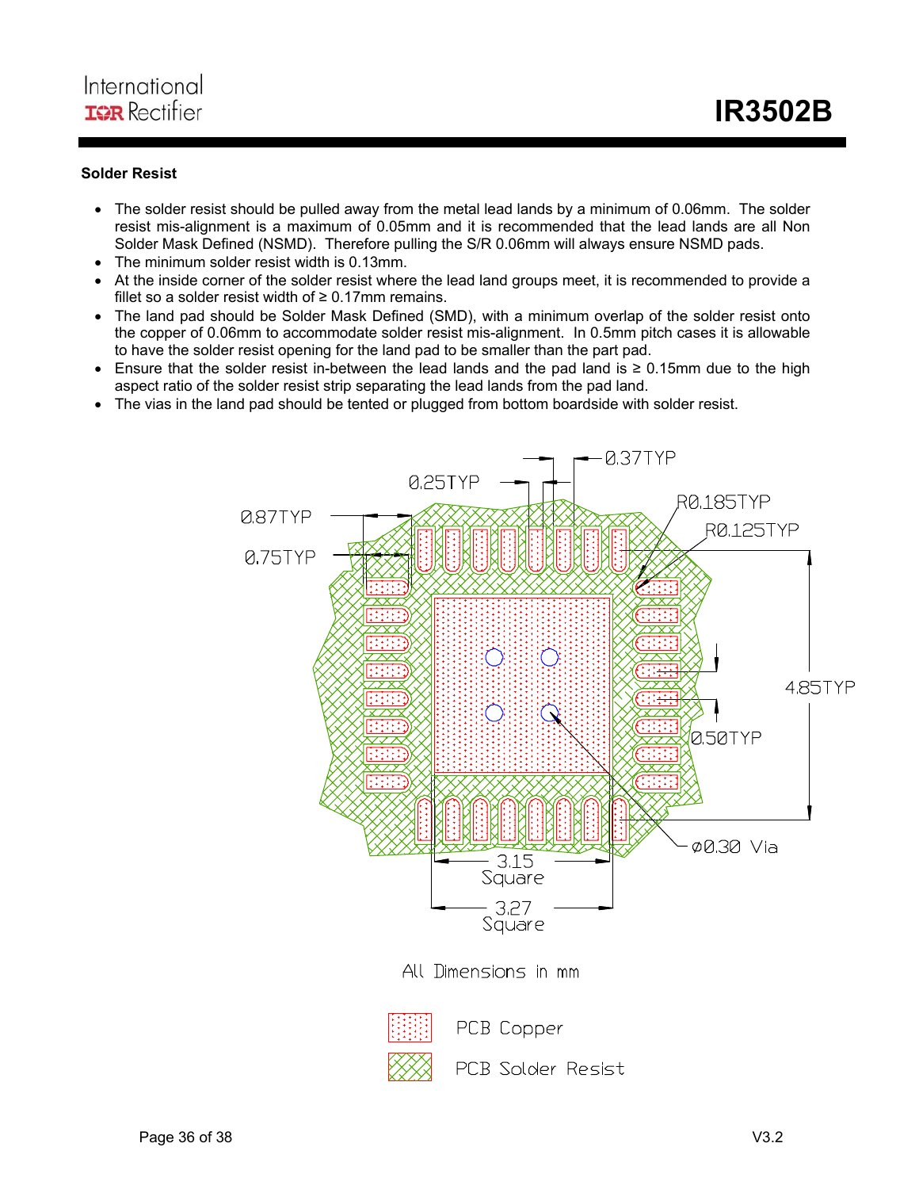### Solder Resist

- The solder resist should be pulled away from the metal lead lands by a minimum of 0.06mm. The solder resist mis-alignment is a maximum of 0.05mm and it is recommended that the lead lands are all Non Solder Mask Defined (NSMD). Therefore pulling the S/R 0.06mm will always ensure NSMD pads.
- The minimum solder resist width is 0.13mm.
- At the inside corner of the solder resist where the lead land groups meet, it is recommended to provide a fillet so a solder resist width of ≥ 0.17mm remains.
- The land pad should be Solder Mask Defined (SMD), with a minimum overlap of the solder resist onto the copper of 0.06mm to accommodate solder resist mis-alignment. In 0.5mm pitch cases it is allowable to have the solder resist opening for the land pad to be smaller than the part pad.
- Ensure that the solder resist in-between the lead lands and the pad land is ≥ 0.15mm due to the high aspect ratio of the solder resist strip separating the lead lands from the pad land.
- The vias in the land pad should be tented or plugged from bottom boardside with solder resist.

0.37TYP
0.25TYP
R0.185TYP
R0.125TYP
0.87TYP
0.75TYP
4.85TYP
0.50TYP
ø0.30 Via
3.15 Square
3.27 Square

All Dimensions in mm

PCB Copper

PCB Solder Resist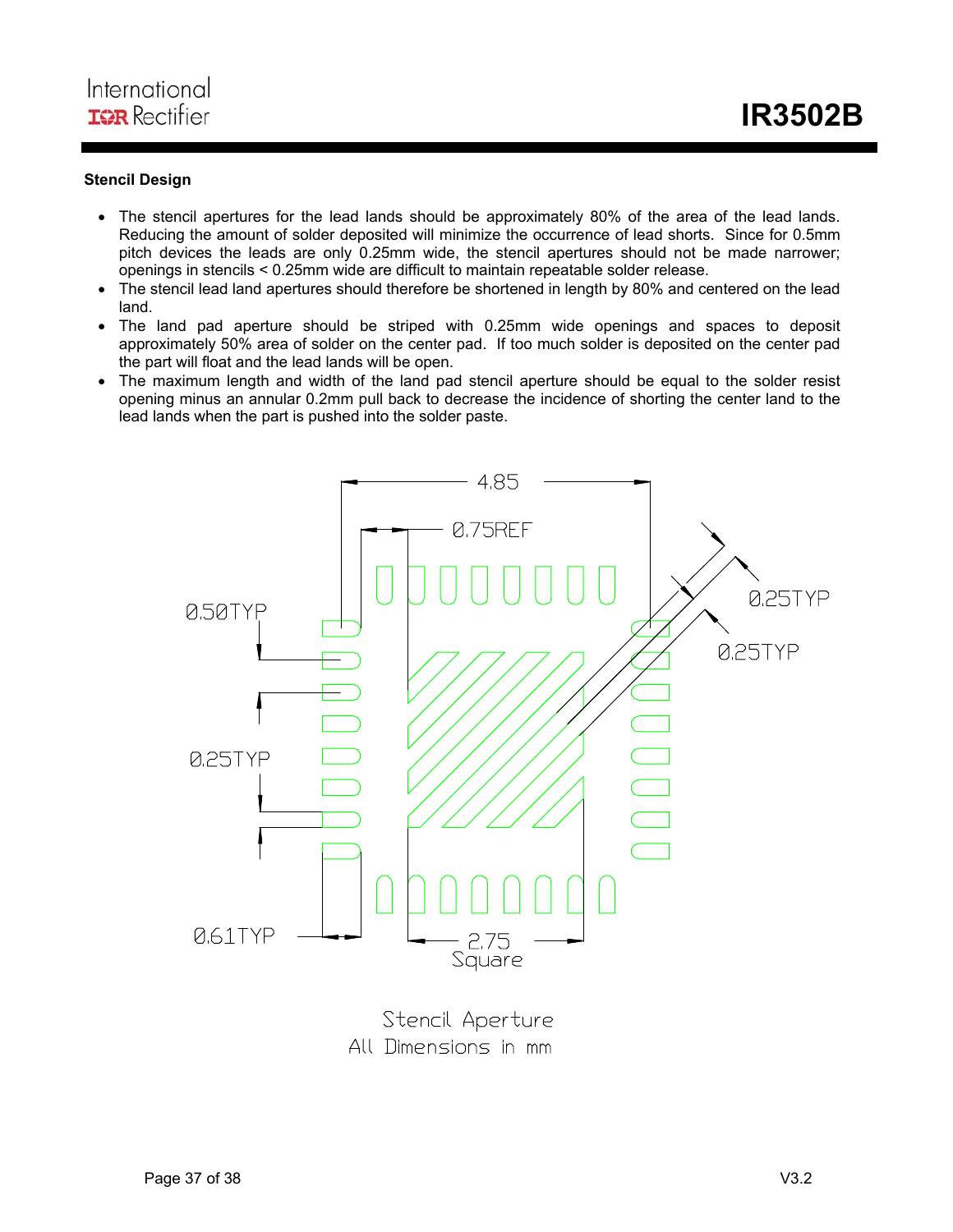### Stencil Design

- The stencil apertures for the lead lands should be approximately 80% of the area of the lead lands. Reducing the amount of solder deposited will minimize the occurrence of lead shorts. Since for 0.5mm pitch devices the leads are only 0.25mm wide, the stencil apertures should not be made narrower; openings in stencils < 0.25mm wide are difficult to maintain repeatable solder release.
- The stencil lead land apertures should therefore be shortened in length by 80% and centered on the lead land.
- The land pad aperture should be striped with 0.25mm wide openings and spaces to deposit approximately 50% area of solder on the center pad. If too much solder is deposited on the center pad the part will float and the lead lands will be open.
- The maximum length and width of the land pad stencil aperture should be equal to the solder resist opening minus an annular 0.2mm pull back to decrease the incidence of shorting the center land to the lead lands when the part is pushed into the solder paste.

4.85

0.75REF

0.50TYP

0.25TYP

0.25TYP

0.25TYP

0.61TYP

2.75 Square

Stencil Aperture
All Dimensions in mm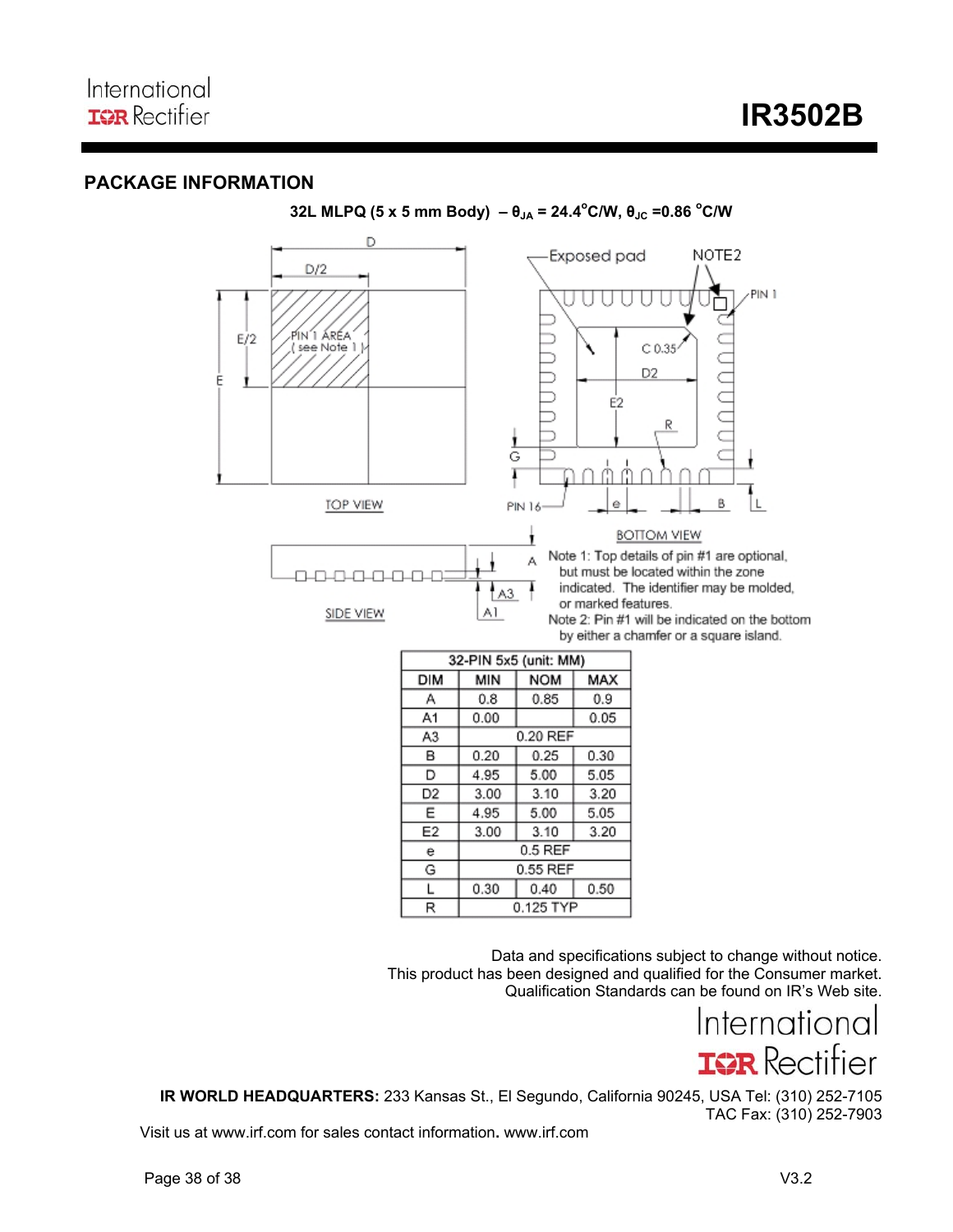## PACKAGE INFORMATION

**32L MLPQ (5 x 5 mm Body) – $\theta_{JA}$ = 24.4°C/W, $\theta_{JC}$ =0.86 °C/W**

D

D/2

E/2

E

PIN 1 AREA
( see Note 1 )

TOP VIEW

Exposed pad

NOTE2

PIN 1

C 0.35

D2

E2

R

G

PIN 16

e

B

L

BOTTOM VIEW

A

A3

A1

SIDE VIEW

Note 1: Top details of pin #1 are optional, but must be located within the zone indicated. The identifier may be molded, or marked features.

Note 2: Pin #1 will be indicated on the bottom by either a chamfer or a square island.

| 32-PIN 5x5 (unit: MM) | | | |
|---|---|---|---|
| DIM | MIN | NOM | MAX |
| A | 0.8 | 0.85 | 0.9 |
| A1 | 0.00 | | 0.05 |
| A3 | | 0.20 REF | |
| B | 0.20 | 0.25 | 0.30 |
| D | 4.95 | 5.00 | 5.05 |
| D2 | 3.00 | 3.10 | 3.20 |
| E | 4.95 | 5.00 | 5.05 |
| E2 | 3.00 | 3.10 | 3.20 |
| e | | 0.5 REF | |
| G | | 0.55 REF | |
| L | 0.30 | 0.40 | 0.50 |
| R | | 0.125 TYP | |

Data and specifications subject to change without notice.
This product has been designed and qualified for the Consumer market.
Qualification Standards can be found on IR's Web site.

International
IOR Rectifier

**IR WORLD HEADQUARTERS:** 233 Kansas St., El Segundo, California 90245, USA Tel: (310) 252-7105
TAC Fax: (310) 252-7903

Visit us at www.irf.com for sales contact information**.** www.irf.com

V3.2